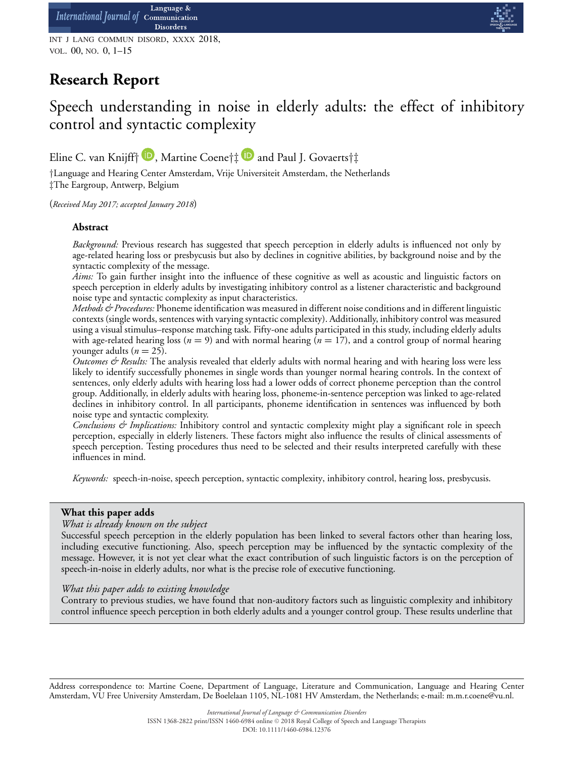## Research Report

# Speech understanding in noise in elderly adults: the effect of inhibitory control and syntactic complexity

Eline C. van Knijff†, Martine Coene†‡ and Paul J. Govaerts†‡

†Language and Hearing Center Amsterdam, Vrije Universiteit Amsterdam, the Netherlands
‡The Eargroup, Antwerp, Belgium

(*Received May 2017; accepted January 2018*)

### Abstract

*Background:* Previous research has suggested that speech perception in elderly adults is influenced not only by age-related hearing loss or presbycusis but also by declines in cognitive abilities, by background noise and by the syntactic complexity of the message.

*Aims:* To gain further insight into the influence of these cognitive as well as acoustic and linguistic factors on speech perception in elderly adults by investigating inhibitory control as a listener characteristic and background noise type and syntactic complexity as input characteristics.

*Methods & Procedures:* Phoneme identification was measured in different noise conditions and in different linguistic contexts (single words, sentences with varying syntactic complexity). Additionally, inhibitory control was measured using a visual stimulus–response matching task. Fifty-one adults participated in this study, including elderly adults with age-related hearing loss ($n = 9$) and with normal hearing ($n = 17$), and a control group of normal hearing younger adults ($n = 25$).

*Outcomes & Results:* The analysis revealed that elderly adults with normal hearing and with hearing loss were less likely to identify successfully phonemes in single words than younger normal hearing controls. In the context of sentences, only elderly adults with hearing loss had a lower odds of correct phoneme perception than the control group. Additionally, in elderly adults with hearing loss, phoneme-in-sentence perception was linked to age-related declines in inhibitory control. In all participants, phoneme identification in sentences was influenced by both noise type and syntactic complexity.

*Conclusions & Implications:* Inhibitory control and syntactic complexity might play a significant role in speech perception, especially in elderly listeners. These factors might also influence the results of clinical assessments of speech perception. Testing procedures thus need to be selected and their results interpreted carefully with these influences in mind.

*Keywords:* speech-in-noise, speech perception, syntactic complexity, inhibitory control, hearing loss, presbycusis.

**What this paper adds**

*What is already known on the subject*

Successful speech perception in the elderly population has been linked to several factors other than hearing loss, including executive functioning. Also, speech perception may be influenced by the syntactic complexity of the message. However, it is not yet clear what the exact contribution of such linguistic factors is on the perception of speech-in-noise in elderly adults, nor what is the precise role of executive functioning.

*What this paper adds to existing knowledge*

Contrary to previous studies, we have found that non-auditory factors such as linguistic complexity and inhibitory control influence speech perception in both elderly adults and a younger control group. These results underline that

Address correspondence to: Martine Coene, Department of Language, Literature and Communication, Language and Hearing Center Amsterdam, VU Free University Amsterdam, De Boelelaan 1105, NL-1081 HV Amsterdam, the Netherlands; e-mail: m.m.r.coene@vu.nl.

International Journal of Language & Communication Disorders
ISSN 1368-2822 print/ISSN 1460-6984 online © 2018 Royal College of Speech and Language Therapists
DOI: 10.1111/1460-6984.12376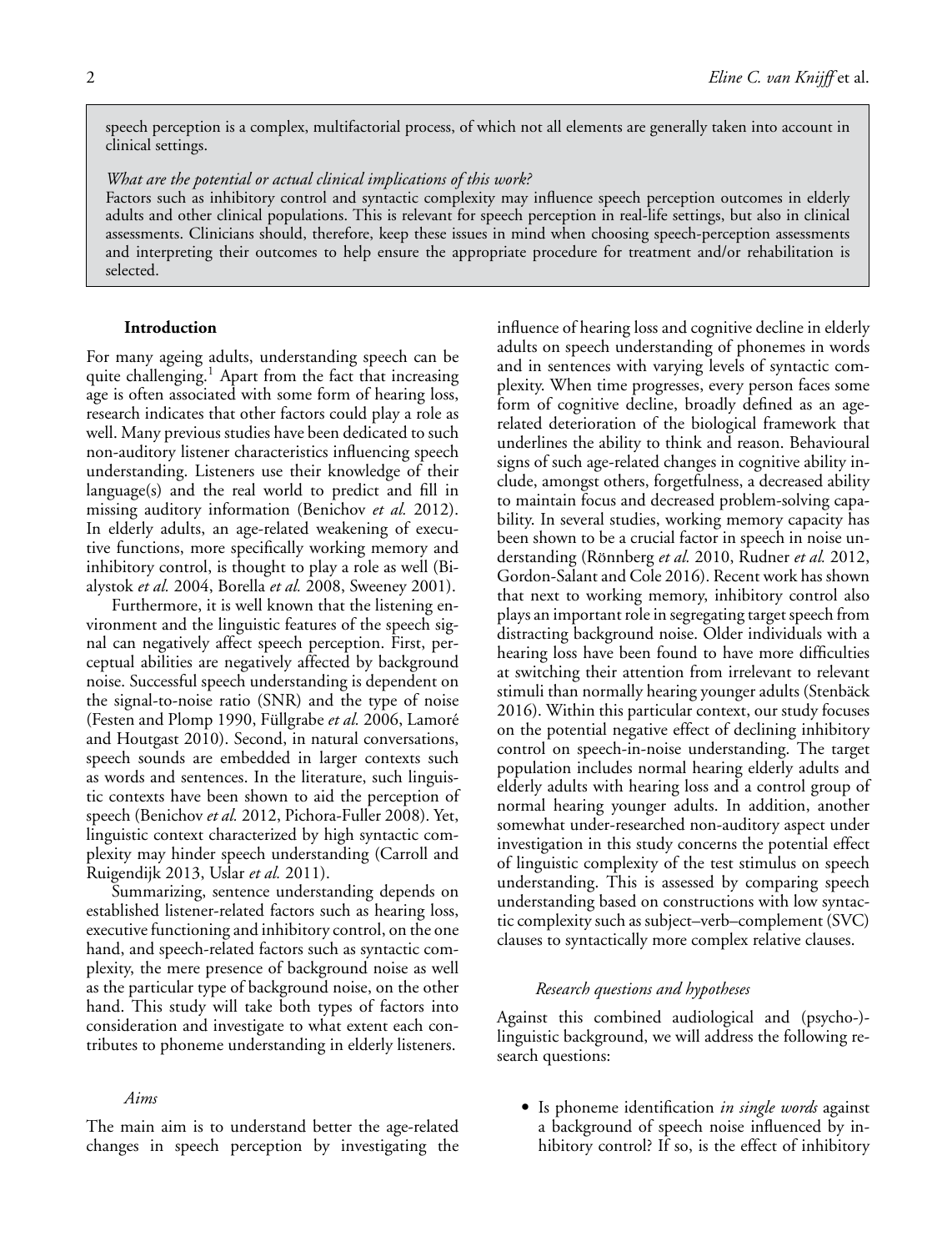speech perception is a complex, multifactorial process, of which not all elements are generally taken into account in clinical settings.

*What are the potential or actual clinical implications of this work?*

Factors such as inhibitory control and syntactic complexity may influence speech perception outcomes in elderly adults and other clinical populations. This is relevant for speech perception in real-life settings, but also in clinical assessments. Clinicians should, therefore, keep these issues in mind when choosing speech-perception assessments and interpreting their outcomes to help ensure the appropriate procedure for treatment and/or rehabilitation is selected.

## Introduction

For many ageing adults, understanding speech can be quite challenging.[1] Apart from the fact that increasing age is often associated with some form of hearing loss, research indicates that other factors could play a role as well. Many previous studies have been dedicated to such non-auditory listener characteristics influencing speech understanding. Listeners use their knowledge of their language(s) and the real world to predict and fill in missing auditory information (Benichov *et al.* 2012). In elderly adults, an age-related weakening of executive functions, more specifically working memory and inhibitory control, is thought to play a role as well (Bialystok *et al.* 2004, Borella *et al.* 2008, Sweeney 2001).

Furthermore, it is well known that the listening environment and the linguistic features of the speech signal can negatively affect speech perception. First, perceptual abilities are negatively affected by background noise. Successful speech understanding is dependent on the signal-to-noise ratio (SNR) and the type of noise (Festen and Plomp 1990, Füllgrabe *et al.* 2006, Lamoré and Houtgast 2010). Second, in natural conversations, speech sounds are embedded in larger contexts such as words and sentences. In the literature, such linguistic contexts have been shown to aid the perception of speech (Benichov *et al.* 2012, Pichora-Fuller 2008). Yet, linguistic context characterized by high syntactic complexity may hinder speech understanding (Carroll and Ruigendijk 2013, Uslar *et al.* 2011).

Summarizing, sentence understanding depends on established listener-related factors such as hearing loss, executive functioning and inhibitory control, on the one hand, and speech-related factors such as syntactic complexity, the mere presence of background noise as well as the particular type of background noise, on the other hand. This study will take both types of factors into consideration and investigate to what extent each contributes to phoneme understanding in elderly listeners.

### *Aims*

The main aim is to understand better the age-related changes in speech perception by investigating the influence of hearing loss and cognitive decline in elderly adults on speech understanding of phonemes in words and in sentences with varying levels of syntactic complexity. When time progresses, every person faces some form of cognitive decline, broadly defined as an age-related deterioration of the biological framework that underlines the ability to think and reason. Behavioural signs of such age-related changes in cognitive ability include, amongst others, forgetfulness, a decreased ability to maintain focus and decreased problem-solving capability. In several studies, working memory capacity has been shown to be a crucial factor in speech in noise understanding (Rönnberg *et al.* 2010, Rudner *et al.* 2012, Gordon-Salant and Cole 2016). Recent work has shown that next to working memory, inhibitory control also plays an important role in segregating target speech from distracting background noise. Older individuals with a hearing loss have been found to have more difficulties at switching their attention from irrelevant to relevant stimuli than normally hearing younger adults (Stenbäck 2016). Within this particular context, our study focuses on the potential negative effect of declining inhibitory control on speech-in-noise understanding. The target population includes normal hearing elderly adults and elderly adults with hearing loss and a control group of normal hearing younger adults. In addition, another somewhat under-researched non-auditory aspect under investigation in this study concerns the potential effect of linguistic complexity of the test stimulus on speech understanding. This is assessed by comparing speech understanding based on constructions with low syntactic complexity such as subject–verb–complement (SVC) clauses to syntactically more complex relative clauses.

### *Research questions and hypotheses*

Against this combined audiological and (psycho-)linguistic background, we will address the following research questions:

- Is phoneme identification *in single words* against a background of speech noise influenced by inhibitory control? If so, is the effect of inhibitory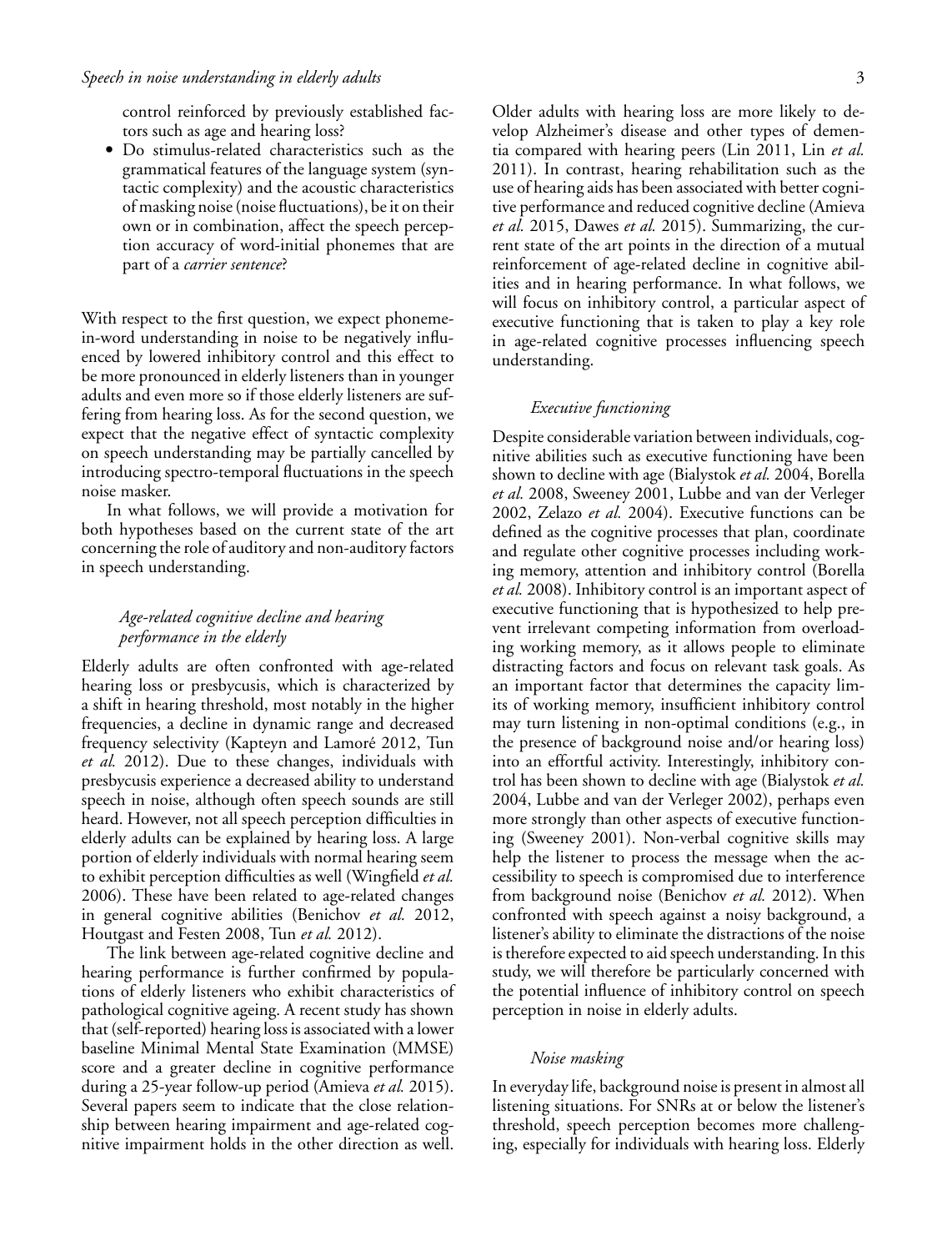control reinforced by previously established factors such as age and hearing loss?

- Do stimulus-related characteristics such as the grammatical features of the language system (syntactic complexity) and the acoustic characteristics of masking noise (noise fluctuations), be it on their own or in combination, affect the speech perception accuracy of word-initial phonemes that are part of a *carrier sentence*?

With respect to the first question, we expect phoneme-in-word understanding in noise to be negatively influenced by lowered inhibitory control and this effect to be more pronounced in elderly listeners than in younger adults and even more so if those elderly listeners are suffering from hearing loss. As for the second question, we expect that the negative effect of syntactic complexity on speech understanding may be partially cancelled by introducing spectro-temporal fluctuations in the speech noise masker.

In what follows, we will provide a motivation for both hypotheses based on the current state of the art concerning the role of auditory and non-auditory factors in speech understanding.

### *Age-related cognitive decline and hearing performance in the elderly*

Elderly adults are often confronted with age-related hearing loss or presbycusis, which is characterized by a shift in hearing threshold, most notably in the higher frequencies, a decline in dynamic range and decreased frequency selectivity (Kapteyn and Lamoré 2012, Tun *et al.* 2012). Due to these changes, individuals with presbycusis experience a decreased ability to understand speech in noise, although often speech sounds are still heard. However, not all speech perception difficulties in elderly adults can be explained by hearing loss. A large portion of elderly individuals with normal hearing seem to exhibit perception difficulties as well (Wingfield *et al.* 2006). These have been related to age-related changes in general cognitive abilities (Benichov *et al.* 2012, Houtgast and Festen 2008, Tun *et al.* 2012).

The link between age-related cognitive decline and hearing performance is further confirmed by populations of elderly listeners who exhibit characteristics of pathological cognitive ageing. A recent study has shown that (self-reported) hearing loss is associated with a lower baseline Minimal Mental State Examination (MMSE) score and a greater decline in cognitive performance during a 25-year follow-up period (Amieva *et al.* 2015). Several papers seem to indicate that the close relationship between hearing impairment and age-related cognitive impairment holds in the other direction as well. Older adults with hearing loss are more likely to develop Alzheimer's disease and other types of dementia compared with hearing peers (Lin 2011, Lin *et al.* 2011). In contrast, hearing rehabilitation such as the use of hearing aids has been associated with better cognitive performance and reduced cognitive decline (Amieva *et al.* 2015, Dawes *et al.* 2015). Summarizing, the current state of the art points in the direction of a mutual reinforcement of age-related decline in cognitive abilities and in hearing performance. In what follows, we will focus on inhibitory control, a particular aspect of executive functioning that is taken to play a key role in age-related cognitive processes influencing speech understanding.

### *Executive functioning*

Despite considerable variation between individuals, cognitive abilities such as executive functioning have been shown to decline with age (Bialystok *et al.* 2004, Borella *et al.* 2008, Sweeney 2001, Lubbe and van der Verleger 2002, Zelazo *et al.* 2004). Executive functions can be defined as the cognitive processes that plan, coordinate and regulate other cognitive processes including working memory, attention and inhibitory control (Borella *et al.* 2008). Inhibitory control is an important aspect of executive functioning that is hypothesized to help prevent irrelevant competing information from overloading working memory, as it allows people to eliminate distracting factors and focus on relevant task goals. As an important factor that determines the capacity limits of working memory, insufficient inhibitory control may turn listening in non-optimal conditions (e.g., in the presence of background noise and/or hearing loss) into an effortful activity. Interestingly, inhibitory control has been shown to decline with age (Bialystok *et al.* 2004, Lubbe and van der Verleger 2002), perhaps even more strongly than other aspects of executive functioning (Sweeney 2001). Non-verbal cognitive skills may help the listener to process the message when the accessibility to speech is compromised due to interference from background noise (Benichov *et al.* 2012). When confronted with speech against a noisy background, a listener's ability to eliminate the distractions of the noise is therefore expected to aid speech understanding. In this study, we will therefore be particularly concerned with the potential influence of inhibitory control on speech perception in noise in elderly adults.

### *Noise masking*

In everyday life, background noise is present in almost all listening situations. For SNRs at or below the listener's threshold, speech perception becomes more challenging, especially for individuals with hearing loss. Elderly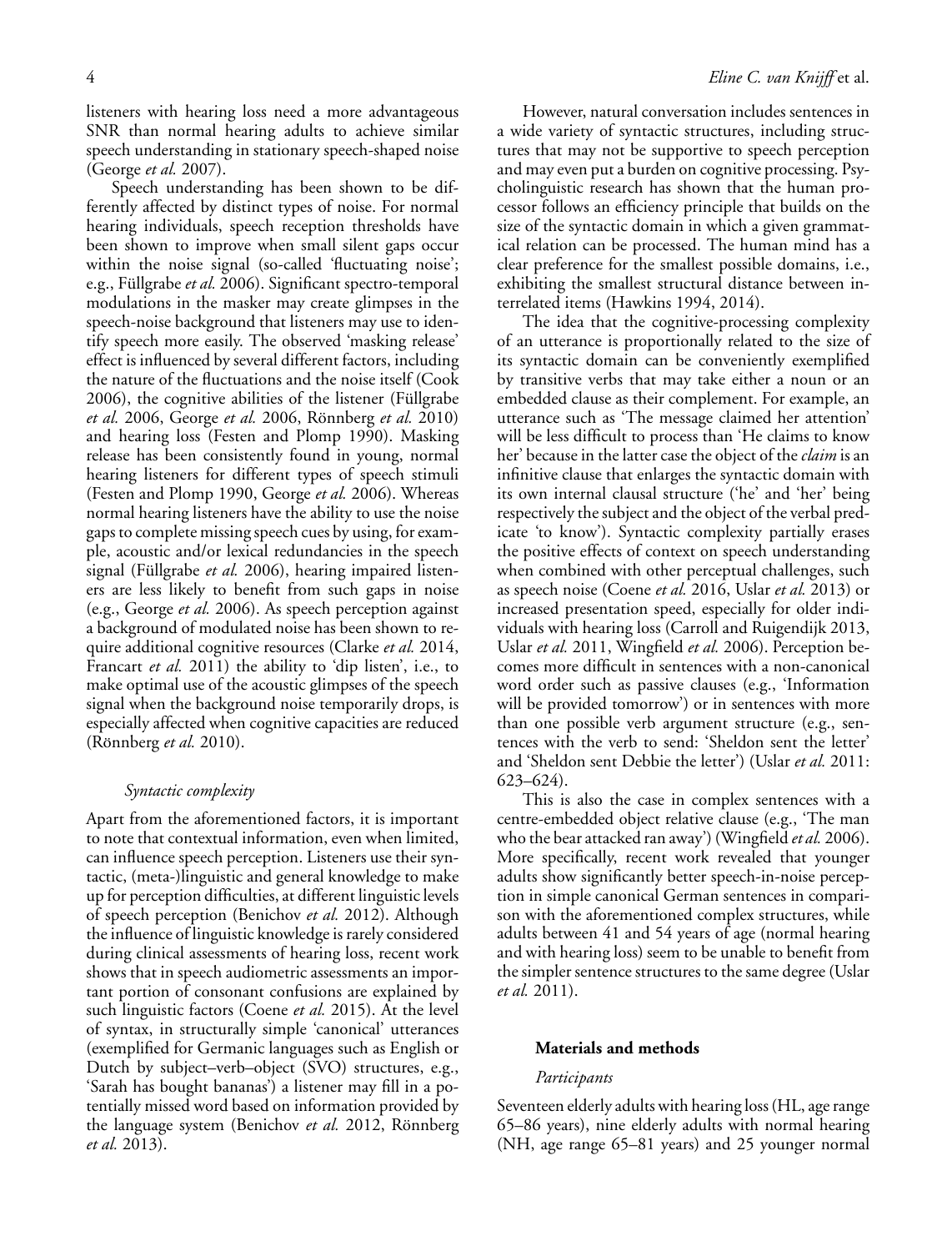listeners with hearing loss need a more advantageous SNR than normal hearing adults to achieve similar speech understanding in stationary speech-shaped noise (George *et al.* 2007).

Speech understanding has been shown to be differently affected by distinct types of noise. For normal hearing individuals, speech reception thresholds have been shown to improve when small silent gaps occur within the noise signal (so-called 'fluctuating noise'; e.g., Füllgrabe *et al.* 2006). Significant spectro-temporal modulations in the masker may create glimpses in the speech-noise background that listeners may use to identify speech more easily. The observed 'masking release' effect is influenced by several different factors, including the nature of the fluctuations and the noise itself (Cook 2006), the cognitive abilities of the listener (Füllgrabe *et al.* 2006, George *et al.* 2006, Rönnberg *et al.* 2010) and hearing loss (Festen and Plomp 1990). Masking release has been consistently found in young, normal hearing listeners for different types of speech stimuli (Festen and Plomp 1990, George *et al.* 2006). Whereas normal hearing listeners have the ability to use the noise gaps to complete missing speech cues by using, for example, acoustic and/or lexical redundancies in the speech signal (Füllgrabe *et al.* 2006), hearing impaired listeners are less likely to benefit from such gaps in noise (e.g., George *et al.* 2006). As speech perception against a background of modulated noise has been shown to require additional cognitive resources (Clarke *et al.* 2014, Francart *et al.* 2011) the ability to 'dip listen', i.e., to make optimal use of the acoustic glimpses of the speech signal when the background noise temporarily drops, is especially affected when cognitive capacities are reduced (Rönnberg *et al.* 2010).

### *Syntactic complexity*

Apart from the aforementioned factors, it is important to note that contextual information, even when limited, can influence speech perception. Listeners use their syntactic, (meta-)linguistic and general knowledge to make up for perception difficulties, at different linguistic levels of speech perception (Benichov *et al.* 2012). Although the influence of linguistic knowledge is rarely considered during clinical assessments of hearing loss, recent work shows that in speech audiometric assessments an important portion of consonant confusions are explained by such linguistic factors (Coene *et al.* 2015). At the level of syntax, in structurally simple 'canonical' utterances (exemplified for Germanic languages such as English or Dutch by subject–verb–object (SVO) structures, e.g., 'Sarah has bought bananas') a listener may fill in a potentially missed word based on information provided by the language system (Benichov *et al.* 2012, Rönnberg *et al.* 2013).

However, natural conversation includes sentences in a wide variety of syntactic structures, including structures that may not be supportive to speech perception and may even put a burden on cognitive processing. Psycholinguistic research has shown that the human processor follows an efficiency principle that builds on the size of the syntactic domain in which a given grammatical relation can be processed. The human mind has a clear preference for the smallest possible domains, i.e., exhibiting the smallest structural distance between interrelated items (Hawkins 1994, 2014).

The idea that the cognitive-processing complexity of an utterance is proportionally related to the size of its syntactic domain can be conveniently exemplified by transitive verbs that may take either a noun or an embedded clause as their complement. For example, an utterance such as 'The message claimed her attention' will be less difficult to process than 'He claims to know her' because in the latter case the object of the *claim* is an infinitive clause that enlarges the syntactic domain with its own internal clausal structure ('he' and 'her' being respectively the subject and the object of the verbal predicate 'to know'). Syntactic complexity partially erases the positive effects of context on speech understanding when combined with other perceptual challenges, such as speech noise (Coene *et al.* 2016, Uslar *et al.* 2013) or increased presentation speed, especially for older individuals with hearing loss (Carroll and Ruigendijk 2013, Uslar *et al.* 2011, Wingfield *et al.* 2006). Perception becomes more difficult in sentences with a non-canonical word order such as passive clauses (e.g., 'Information will be provided tomorrow') or in sentences with more than one possible verb argument structure (e.g., sentences with the verb to send: 'Sheldon sent the letter' and 'Sheldon sent Debbie the letter') (Uslar *et al.* 2011: 623–624).

This is also the case in complex sentences with a centre-embedded object relative clause (e.g., 'The man who the bear attacked ran away') (Wingfield *et al.* 2006). More specifically, recent work revealed that younger adults show significantly better speech-in-noise perception in simple canonical German sentences in comparison with the aforementioned complex structures, while adults between 41 and 54 years of age (normal hearing and with hearing loss) seem to be unable to benefit from the simpler sentence structures to the same degree (Uslar *et al.* 2011).

## **Materials and methods**

### *Participants*

Seventeen elderly adults with hearing loss (HL, age range 65–86 years), nine elderly adults with normal hearing (NH, age range 65–81 years) and 25 younger normal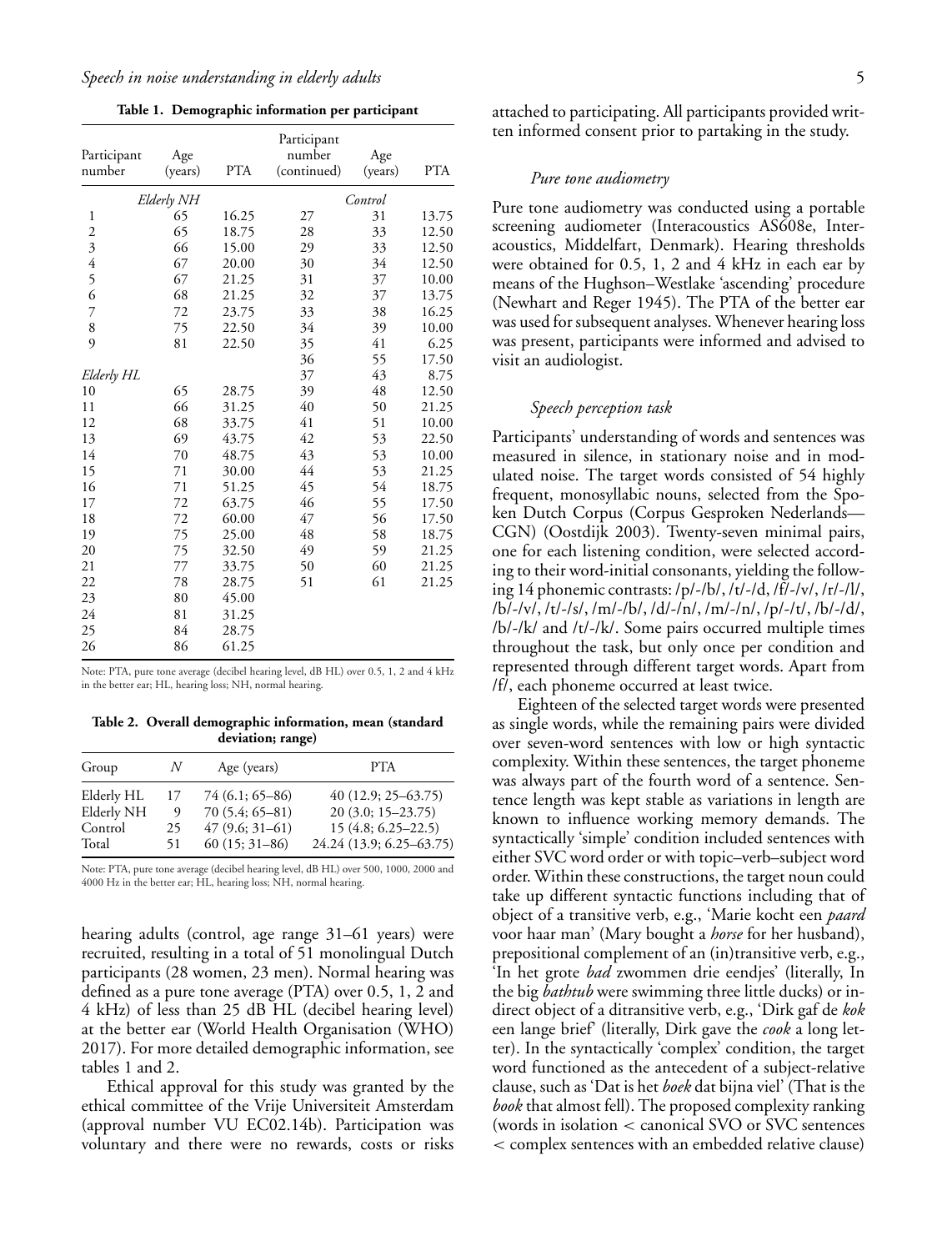**Table 1. Demographic information per participant**

| Participant number | Age (years) | PTA | Participant number (continued) | Age (years) | PTA |
|---|---|---|---|---|---|
| *Elderly NH* | | | *Control* | | |
| 1 | 65 | 16.25 | 27 | 31 | 13.75 |
| 2 | 65 | 18.75 | 28 | 33 | 12.50 |
| 3 | 66 | 15.00 | 29 | 33 | 12.50 |
| 4 | 67 | 20.00 | 30 | 34 | 12.50 |
| 5 | 67 | 21.25 | 31 | 37 | 10.00 |
| 6 | 68 | 21.25 | 32 | 37 | 13.75 |
| 7 | 72 | 23.75 | 33 | 38 | 16.25 |
| 8 | 75 | 22.50 | 34 | 39 | 10.00 |
| 9 | 81 | 22.50 | 35 | 41 | 6.25 |
| | | | 36 | 55 | 17.50 |
| *Elderly HL* | | | 37 | 43 | 8.75 |
| 10 | 65 | 28.75 | 39 | 48 | 12.50 |
| 11 | 66 | 31.25 | 40 | 50 | 21.25 |
| 12 | 68 | 33.75 | 41 | 51 | 10.00 |
| 13 | 69 | 43.75 | 42 | 53 | 22.50 |
| 14 | 70 | 48.75 | 43 | 53 | 10.00 |
| 15 | 71 | 30.00 | 44 | 53 | 21.25 |
| 16 | 71 | 51.25 | 45 | 54 | 18.75 |
| 17 | 72 | 63.75 | 46 | 55 | 17.50 |
| 18 | 72 | 60.00 | 47 | 56 | 17.50 |
| 19 | 75 | 25.00 | 48 | 58 | 18.75 |
| 20 | 75 | 32.50 | 49 | 59 | 21.25 |
| 21 | 77 | 33.75 | 50 | 60 | 21.25 |
| 22 | 78 | 28.75 | 51 | 61 | 21.25 |
| 23 | 80 | 45.00 | | | |
| 24 | 81 | 31.25 | | | |
| 25 | 84 | 28.75 | | | |
| 26 | 86 | 61.25 | | | |

Note: PTA, pure tone average (decibel hearing level, dB HL) over 0.5, 1, 2 and 4 kHz in the better ear; HL, hearing loss; NH, normal hearing.

**Table 2. Overall demographic information, mean (standard deviation; range)**

| Group | *N* | Age (years) | PTA |
|---|---|---|---|
| Elderly HL | 17 | 74 (6.1; 65–86) | 40 (12.9; 25–63.75) |
| Elderly NH | 9 | 70 (5.4; 65–81) | 20 (3.0; 15–23.75) |
| Control | 25 | 47 (9.6; 31–61) | 15 (4.8; 6.25–22.5) |
| Total | 51 | 60 (15; 31–86) | 24.24 (13.9; 6.25–63.75) |

Note: PTA, pure tone average (decibel hearing level, dB HL) over 500, 1000, 2000 and 4000 Hz in the better ear; HL, hearing loss; NH, normal hearing.

hearing adults (control, age range 31–61 years) were recruited, resulting in a total of 51 monolingual Dutch participants (28 women, 23 men). Normal hearing was defined as a pure tone average (PTA) over 0.5, 1, 2 and 4 kHz) of less than 25 dB HL (decibel hearing level) at the better ear (World Health Organisation (WHO) 2017). For more detailed demographic information, see tables 1 and 2.

Ethical approval for this study was granted by the ethical committee of the Vrije Universiteit Amsterdam (approval number VU EC02.14b). Participation was voluntary and there were no rewards, costs or risks attached to participating. All participants provided written informed consent prior to partaking in the study.

### *Pure tone audiometry*

Pure tone audiometry was conducted using a portable screening audiometer (Interacoustics AS608e, Interacoustics, Middelfart, Denmark). Hearing thresholds were obtained for 0.5, 1, 2 and 4 kHz in each ear by means of the Hughson–Westlake 'ascending' procedure (Newhart and Reger 1945). The PTA of the better ear was used for subsequent analyses. Whenever hearing loss was present, participants were informed and advised to visit an audiologist.

### *Speech perception task*

Participants' understanding of words and sentences was measured in silence, in stationary noise and in modulated noise. The target words consisted of 54 highly frequent, monosyllabic nouns, selected from the Spoken Dutch Corpus (Corpus Gesproken Nederlands—CGN) (Oostdijk 2003). Twenty-seven minimal pairs, one for each listening condition, were selected according to their word-initial consonants, yielding the following 14 phonemic contrasts: /p/-/b/, /t/-/d, /f/-/v/, /r/-/l/, /b/-/v/, /t/-/s/, /m/-/b/, /d/-/n/, /m/-/n/, /p/-/t/, /b/-/d/, /b/-/k/ and /t/-/k/. Some pairs occurred multiple times throughout the task, but only once per condition and represented through different target words. Apart from /f/, each phoneme occurred at least twice.

Eighteen of the selected target words were presented as single words, while the remaining pairs were divided over seven-word sentences with low or high syntactic complexity. Within these sentences, the target phoneme was always part of the fourth word of a sentence. Sentence length was kept stable as variations in length are known to influence working memory demands. The syntactically 'simple' condition included sentences with either SVC word order or with topic–verb–subject word order. Within these constructions, the target noun could take up different syntactic functions including that of object of a transitive verb, e.g., 'Marie kocht een *paard* voor haar man' (Mary bought a *horse* for her husband), prepositional complement of an (in)transitive verb, e.g., 'In het grote *bad* zwommen drie eendjes' (literally, In the big *bathtub* were swimming three little ducks) or indirect object of a ditransitive verb, e.g., 'Dirk gaf de *kok* een lange brief' (literally, Dirk gave the *cook* a long letter). In the syntactically 'complex' condition, the target word functioned as the antecedent of a subject-relative clause, such as 'Dat is het *boek* dat bijna viel' (That is the *book* that almost fell). The proposed complexity ranking (words in isolation < canonical SVO or SVC sentences < complex sentences with an embedded relative clause)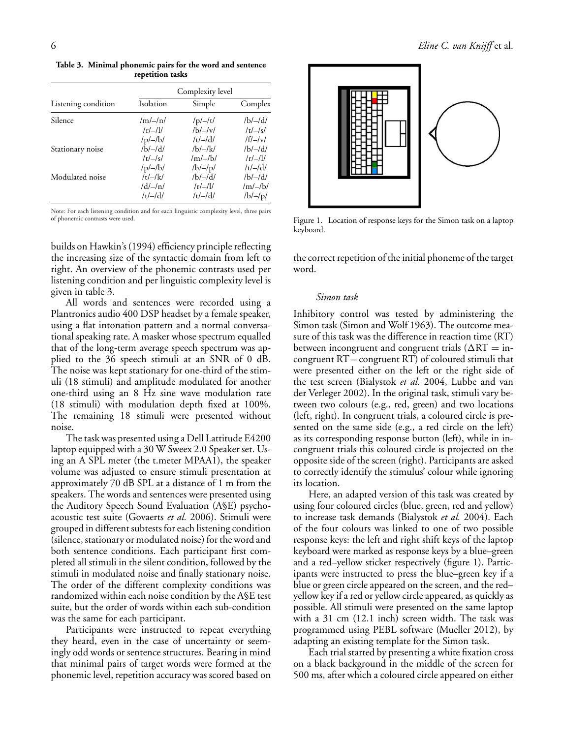**Table 3. Minimal phonemic pairs for the word and sentence repetition tasks**

| Listening condition | Complexity level | | |
|---|---|---|---|
| | Isolation | Simple | Complex |
| Silence | /m/–/n/ | /p/–/t/ | /b/–/d/ |
| | /r/–/l/ | /b/–/v/ | /t/–/s/ |
| | /p/–/b/ | /t/–/d/ | /f/–/v/ |
| Stationary noise | /b/–/d/ | /b/–/k/ | /b/–/d/ |
| | /t/–/s/ | /m/–/b/ | /r/–/l/ |
| | /p/–/b/ | /b/–/p/ | /t/–/d/ |
| Modulated noise | /t/–/k/ | /b/–/d/ | /b/–/d/ |
| | /d/–/n/ | /r/–/l/ | /m/–/b/ |
| | /t/–/d/ | /t/–/d/ | /b/–/p/ |

Note: For each listening condition and for each linguistic complexity level, three pairs of phonemic contrasts were used.

builds on Hawkin's (1994) efficiency principle reflecting the increasing size of the syntactic domain from left to right. An overview of the phonemic contrasts used per listening condition and per linguistic complexity level is given in table 3.

All words and sentences were recorded using a Plantronics audio 400 DSP headset by a female speaker, using a flat intonation pattern and a normal conversational speaking rate. A masker whose spectrum equalled that of the long-term average speech spectrum was applied to the 36 speech stimuli at an SNR of 0 dB. The noise was kept stationary for one-third of the stimuli (18 stimuli) and amplitude modulated for another one-third using an 8 Hz sine wave modulation rate (18 stimuli) with modulation depth fixed at 100%. The remaining 18 stimuli were presented without noise.

The task was presented using a Dell Lattitude E4200 laptop equipped with a 30 W Sweex 2.0 Speaker set. Using an A SPL meter (the t.meter MPAA1), the speaker volume was adjusted to ensure stimuli presentation at approximately 70 dB SPL at a distance of 1 m from the speakers. The words and sentences were presented using the Auditory Speech Sound Evaluation (A§E) psychoacoustic test suite (Govaerts *et al.* 2006). Stimuli were grouped in different subtests for each listening condition (silence, stationary or modulated noise) for the word and both sentence conditions. Each participant first completed all stimuli in the silent condition, followed by the stimuli in modulated noise and finally stationary noise. The order of the different complexity conditions was randomized within each noise condition by the A§E test suite, but the order of words within each sub-condition was the same for each participant.

Participants were instructed to repeat everything they heard, even in the case of uncertainty or seemingly odd words or sentence structures. Bearing in mind that minimal pairs of target words were formed at the phonemic level, repetition accuracy was scored based on the correct repetition of the initial phoneme of the target word.

Figure 1. Location of response keys for the Simon task on a laptop keyboard.

### *Simon task*

Inhibitory control was tested by administering the Simon task (Simon and Wolf 1963). The outcome measure of this task was the difference in reaction time (RT) between incongruent and congruent trials ($\Delta RT$ = incongruent RT – congruent RT) of coloured stimuli that were presented either on the left or the right side of the test screen (Bialystok *et al.* 2004, Lubbe and van der Verleger 2002). In the original task, stimuli vary between two colours (e.g., red, green) and two locations (left, right). In congruent trials, a coloured circle is presented on the same side (e.g., a red circle on the left) as its corresponding response button (left), while in incongruent trials this coloured circle is projected on the opposite side of the screen (right). Participants are asked to correctly identify the stimulus' colour while ignoring its location.

Here, an adapted version of this task was created by using four coloured circles (blue, green, red and yellow) to increase task demands (Bialystok *et al.* 2004). Each of the four colours was linked to one of two possible response keys: the left and right shift keys of the laptop keyboard were marked as response keys by a blue–green and a red–yellow sticker respectively (figure 1). Participants were instructed to press the blue–green key if a blue or green circle appeared on the screen, and the red–yellow key if a red or yellow circle appeared, as quickly as possible. All stimuli were presented on the same laptop with a 31 cm (12.1 inch) screen width. The task was programmed using PEBL software (Mueller 2012), by adapting an existing template for the Simon task.

Each trial started by presenting a white fixation cross on a black background in the middle of the screen for 500 ms, after which a coloured circle appeared on either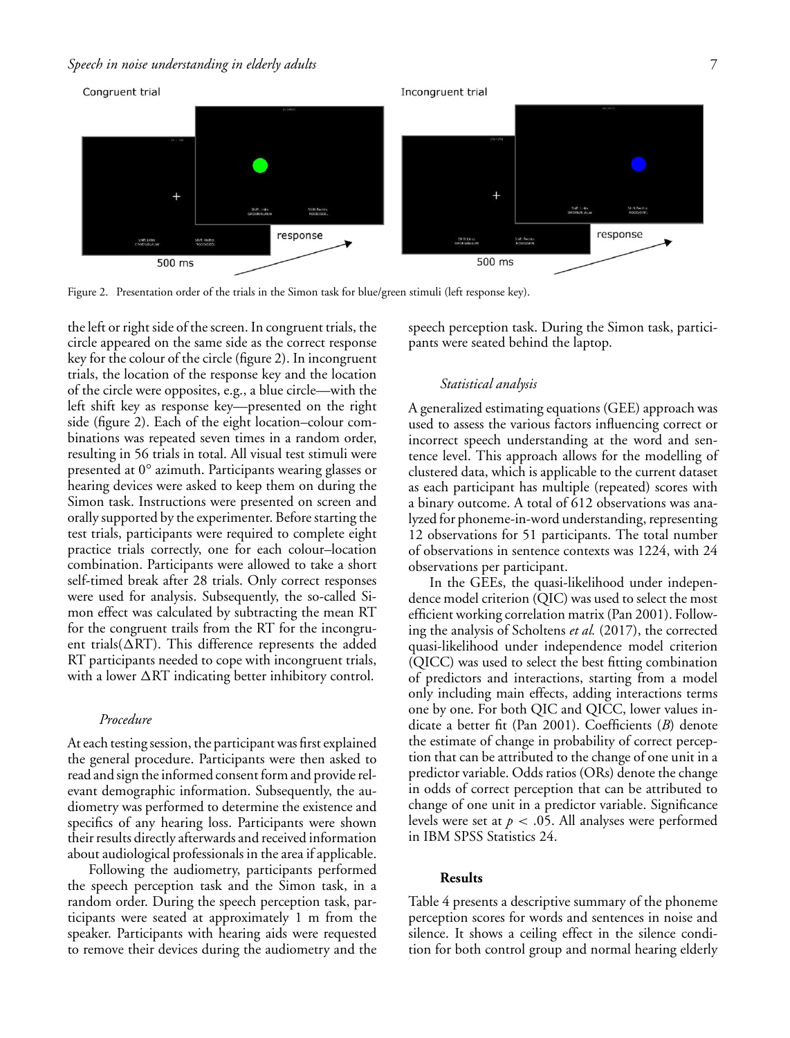Figure 2. Presentation order of the trials in the Simon task for blue/green stimuli (left response key).

the left or right side of the screen. In congruent trials, the circle appeared on the same side as the correct response key for the colour of the circle (figure 2). In incongruent trials, the location of the response key and the location of the circle were opposites, e.g., a blue circle—with the left shift key as response key—presented on the right side (figure 2). Each of the eight location–colour combinations was repeated seven times in a random order, resulting in 56 trials in total. All visual test stimuli were presented at 0° azimuth. Participants wearing glasses or hearing devices were asked to keep them on during the Simon task. Instructions were presented on screen and orally supported by the experimenter. Before starting the test trials, participants were required to complete eight practice trials correctly, one for each colour–location combination. Participants were allowed to take a short self-timed break after 28 trials. Only correct responses were used for analysis. Subsequently, the so-called Simon effect was calculated by subtracting the mean RT for the congruent trails from the RT for the incongruent trials($\Delta$RT). This difference represents the added RT participants needed to cope with incongruent trials, with a lower $\Delta$RT indicating better inhibitory control.

### *Procedure*

At each testing session, the participant was first explained the general procedure. Participants were then asked to read and sign the informed consent form and provide relevant demographic information. Subsequently, the audiometry was performed to determine the existence and specifics of any hearing loss. Participants were shown their results directly afterwards and received information about audiological professionals in the area if applicable.

Following the audiometry, participants performed the speech perception task and the Simon task, in a random order. During the speech perception task, participants were seated at approximately 1 m from the speaker. Participants with hearing aids were requested to remove their devices during the audiometry and the speech perception task. During the Simon task, participants were seated behind the laptop.

### *Statistical analysis*

A generalized estimating equations (GEE) approach was used to assess the various factors influencing correct or incorrect speech understanding at the word and sentence level. This approach allows for the modelling of clustered data, which is applicable to the current dataset as each participant has multiple (repeated) scores with a binary outcome. A total of 612 observations was analyzed for phoneme-in-word understanding, representing 12 observations for 51 participants. The total number of observations in sentence contexts was 1224, with 24 observations per participant.

In the GEEs, the quasi-likelihood under independence model criterion (QIC) was used to select the most efficient working correlation matrix (Pan 2001). Following the analysis of Scholtens *et al.* (2017), the corrected quasi-likelihood under independence model criterion (QICC) was used to select the best fitting combination of predictors and interactions, starting from a model only including main effects, adding interactions terms one by one. For both QIC and QICC, lower values indicate a better fit (Pan 2001). Coefficients (*B*) denote the estimate of change in probability of correct perception that can be attributed to the change of one unit in a predictor variable. Odds ratios (ORs) denote the change in odds of correct perception that can be attributed to change of one unit in a predictor variable. Significance levels were set at $p < .05$. All analyses were performed in IBM SPSS Statistics 24.

## Results

Table 4 presents a descriptive summary of the phoneme perception scores for words and sentences in noise and silence. It shows a ceiling effect in the silence condition for both control group and normal hearing elderly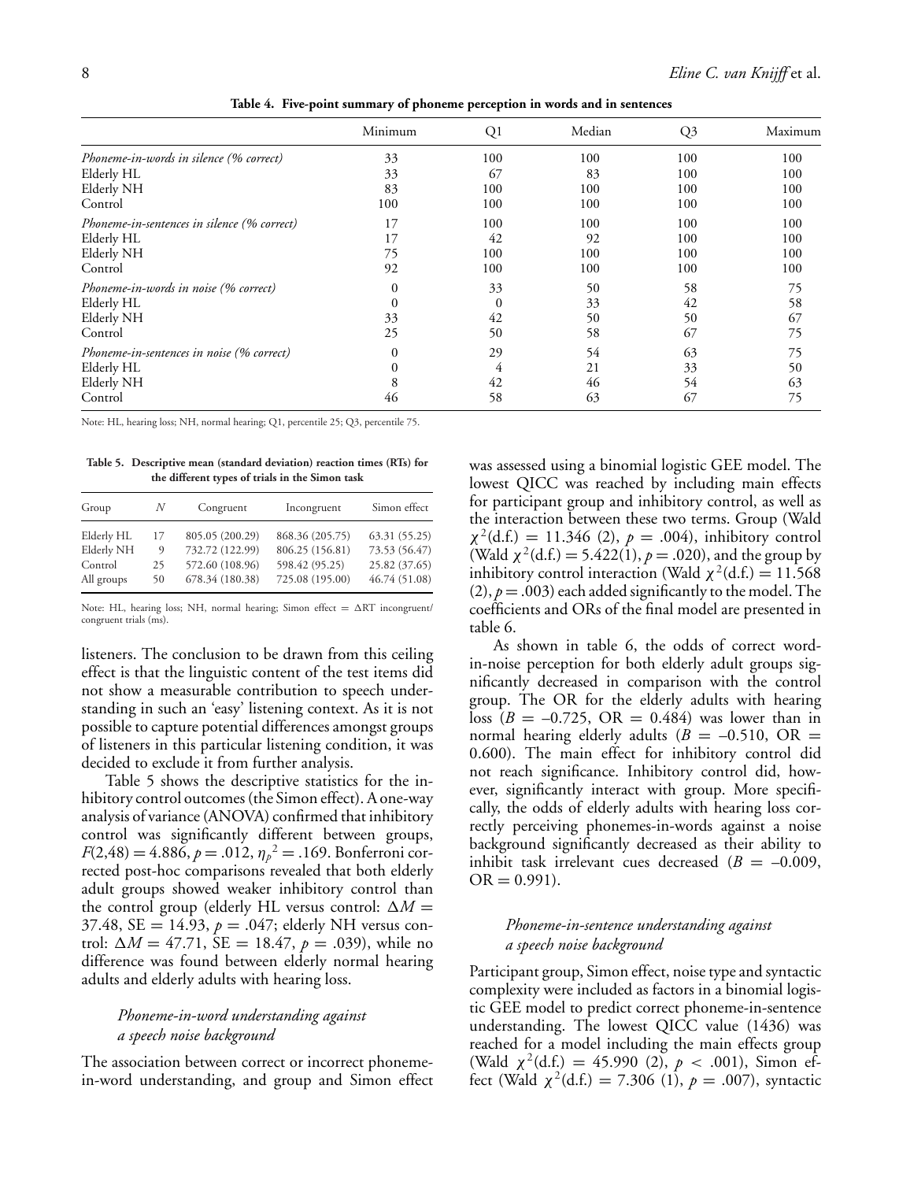**Table 4. Five-point summary of phoneme perception in words and in sentences**

| | Minimum | Q1 | Median | Q3 | Maximum |
|---|---|---|---|---|---|
| *Phoneme-in-words in silence (% correct)* | 33 | 100 | 100 | 100 | 100 |
| Elderly HL | 33 | 67 | 83 | 100 | 100 |
| Elderly NH | 83 | 100 | 100 | 100 | 100 |
| Control | 100 | 100 | 100 | 100 | 100 |
| *Phoneme-in-sentences in silence (% correct)* | 17 | 100 | 100 | 100 | 100 |
| Elderly HL | 17 | 42 | 92 | 100 | 100 |
| Elderly NH | 75 | 100 | 100 | 100 | 100 |
| Control | 92 | 100 | 100 | 100 | 100 |
| *Phoneme-in-words in noise (% correct)* | 0 | 33 | 50 | 58 | 75 |
| Elderly HL | 0 | 0 | 33 | 42 | 58 |
| Elderly NH | 33 | 42 | 50 | 50 | 67 |
| Control | 25 | 50 | 58 | 67 | 75 |
| *Phoneme-in-sentences in noise (% correct)* | 0 | 29 | 54 | 63 | 75 |
| Elderly HL | 0 | 4 | 21 | 33 | 50 |
| Elderly NH | 8 | 42 | 46 | 54 | 63 |
| Control | 46 | 58 | 63 | 67 | 75 |

Note: HL, hearing loss; NH, normal hearing; Q1, percentile 25; Q3, percentile 75.

**Table 5. Descriptive mean (standard deviation) reaction times (RTs) for the different types of trials in the Simon task**

| Group | *N* | Congruent | Incongruent | Simon effect |
|---|---|---|---|---|
| Elderly HL | 17 | 805.05 (200.29) | 868.36 (205.75) | 63.31 (55.25) |
| Elderly NH | 9 | 732.72 (122.99) | 806.25 (156.81) | 73.53 (56.47) |
| Control | 25 | 572.60 (108.96) | 598.42 (95.25) | 25.82 (37.65) |
| All groups | 50 | 678.34 (180.38) | 725.08 (195.00) | 46.74 (51.08) |

Note: HL, hearing loss; NH, normal hearing; Simon effect = ΔRT incongruent/congruent trials (ms).

listeners. The conclusion to be drawn from this ceiling effect is that the linguistic content of the test items did not show a measurable contribution to speech understanding in such an 'easy' listening context. As it is not possible to capture potential differences amongst groups of listeners in this particular listening condition, it was decided to exclude it from further analysis.

Table 5 shows the descriptive statistics for the inhibitory control outcomes (the Simon effect). A one-way analysis of variance (ANOVA) confirmed that inhibitory control was significantly different between groups, $F(2,48) = 4.886$, $p = .012$, $\eta_p^2 = .169$. Bonferroni corrected post-hoc comparisons revealed that both elderly adult groups showed weaker inhibitory control than the control group (elderly HL versus control: $\Delta M = 37.48$, SE $= 14.93$, $p = .047$; elderly NH versus control: $\Delta M = 47.71$, SE $= 18.47$, $p = .039$), while no difference was found between elderly normal hearing adults and elderly adults with hearing loss.

### *Phoneme-in-word understanding against a speech noise background*

The association between correct or incorrect phoneme-in-word understanding, and group and Simon effect was assessed using a binomial logistic GEE model. The lowest QICC was reached by including main effects for participant group and inhibitory control, as well as the interaction between these two terms. Group (Wald $\chi^2$(d.f.) $= 11.346$ (2), $p = .004$), inhibitory control (Wald $\chi^2$(d.f.) $= 5.422$(1), $p = .020$), and the group by inhibitory control interaction (Wald $\chi^2$(d.f.) $= 11.568$ (2), $p = .003$) each added significantly to the model. The coefficients and ORs of the final model are presented in table 6.

As shown in table 6, the odds of correct word-in-noise perception for both elderly adult groups significantly decreased in comparison with the control group. The OR for the elderly adults with hearing loss ($B = -0.725$, OR $= 0.484$) was lower than in normal hearing elderly adults ($B = -0.510$, OR $= 0.600$). The main effect for inhibitory control did not reach significance. Inhibitory control did, however, significantly interact with group. More specifically, the odds of elderly adults with hearing loss correctly perceiving phonemes-in-words against a noise background significantly decreased as their ability to inhibit task irrelevant cues decreased ($B = -0.009$, OR $= 0.991$).

### *Phoneme-in-sentence understanding against a speech noise background*

Participant group, Simon effect, noise type and syntactic complexity were included as factors in a binomial logistic GEE model to predict correct phoneme-in-sentence understanding. The lowest QICC value (1436) was reached for a model including the main effects group (Wald $\chi^2$(d.f.) $= 45.990$ (2), $p < .001$), Simon effect (Wald $\chi^2$(d.f.) $= 7.306$ (1), $p = .007$), syntactic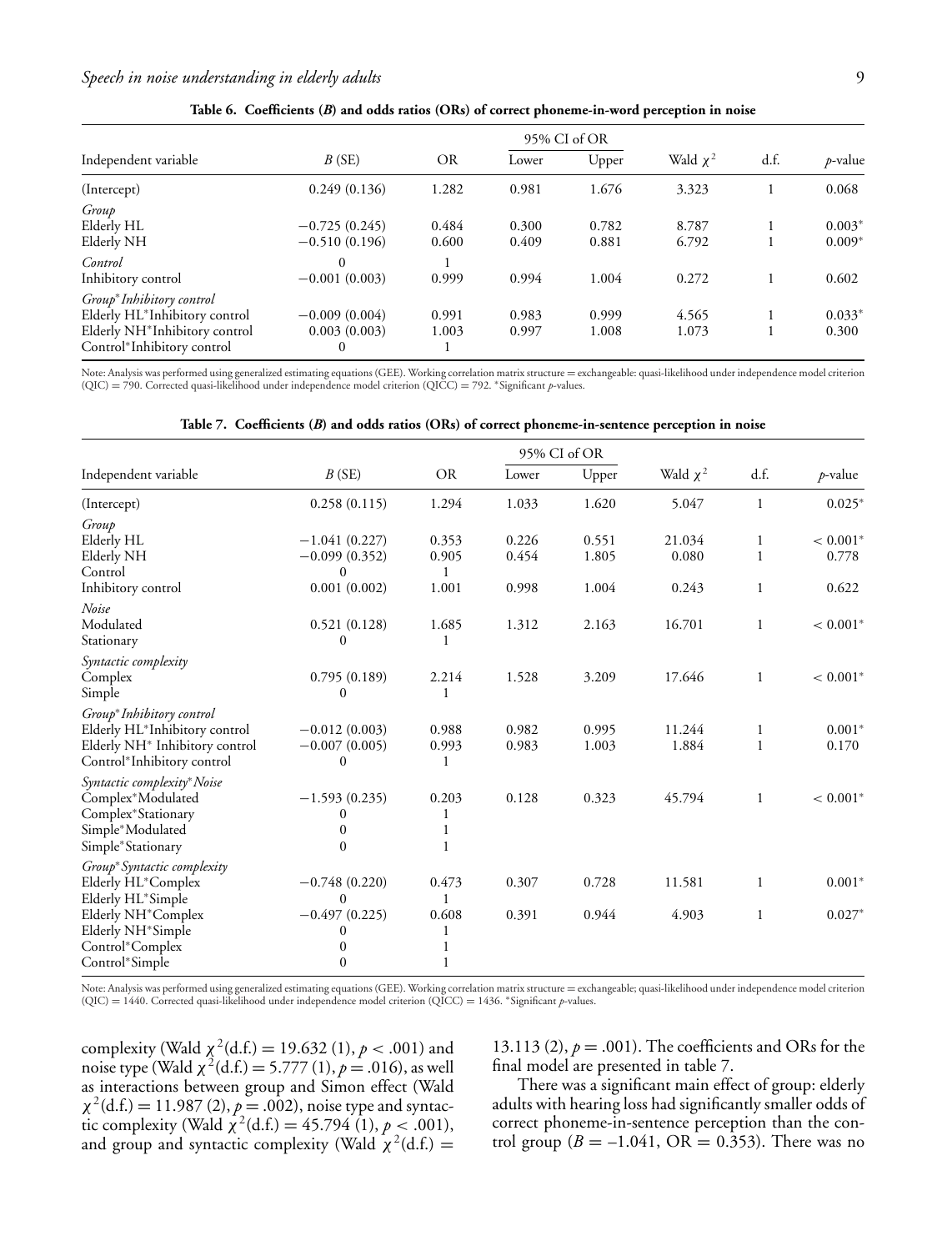**Table 6. Coefficients (*B*) and odds ratios (ORs) of correct phoneme-in-word perception in noise**

| Independent variable | *B* (SE) | OR | 95% CI of OR | | Wald $\chi^2$ | d.f. | *p*-value |
|---|---|---|---|---|---|---|---|
| | | | Lower | Upper | | | |
| (Intercept) | 0.249 (0.136) | 1.282 | 0.981 | 1.676 | 3.323 | 1 | 0.068 |
| *Group* | | | | | | | |
| Elderly HL | −0.725 (0.245) | 0.484 | 0.300 | 0.782 | 8.787 | 1 | 0.003* |
| Elderly NH | −0.510 (0.196) | 0.600 | 0.409 | 0.881 | 6.792 | 1 | 0.009* |
| *Control* | 0 | 1 | | | | | |
| Inhibitory control | −0.001 (0.003) | 0.999 | 0.994 | 1.004 | 0.272 | 1 | 0.602 |
| *Group*Inhibitory control* | | | | | | | |
| Elderly HL*Inhibitory control | −0.009 (0.004) | 0.991 | 0.983 | 0.999 | 4.565 | 1 | 0.033* |
| Elderly NH*Inhibitory control | 0.003 (0.003) | 1.003 | 0.997 | 1.008 | 1.073 | 1 | 0.300 |
| Control*Inhibitory control | 0 | 1 | | | | | |

Note: Analysis was performed using generalized estimating equations (GEE). Working correlation matrix structure = exchangeable: quasi-likelihood under independence model criterion (QIC) = 790. Corrected quasi-likelihood under independence model criterion (QICC) = 792. *Significant *p*-values.

**Table 7. Coefficients (*B*) and odds ratios (ORs) of correct phoneme-in-sentence perception in noise**

| Independent variable | *B* (SE) | OR | 95% CI of OR | | Wald $\chi^2$ | d.f. | *p*-value |
|---|---|---|---|---|---|---|---|
| | | | Lower | Upper | | | |
| (Intercept) | 0.258 (0.115) | 1.294 | 1.033 | 1.620 | 5.047 | 1 | 0.025* |
| *Group* | | | | | | | |
| Elderly HL | −1.041 (0.227) | 0.353 | 0.226 | 0.551 | 21.034 | 1 | < 0.001* |
| Elderly NH | −0.099 (0.352) | 0.905 | 0.454 | 1.805 | 0.080 | 1 | 0.778 |
| Control | 0 | 1 | | | | | |
| Inhibitory control | 0.001 (0.002) | 1.001 | 0.998 | 1.004 | 0.243 | 1 | 0.622 |
| *Noise* | | | | | | | |
| Modulated | 0.521 (0.128) | 1.685 | 1.312 | 2.163 | 16.701 | 1 | < 0.001* |
| Stationary | 0 | 1 | | | | | |
| *Syntactic complexity* | | | | | | | |
| Complex | 0.795 (0.189) | 2.214 | 1.528 | 3.209 | 17.646 | 1 | < 0.001* |
| Simple | 0 | 1 | | | | | |
| *Group*Inhibitory control* | | | | | | | |
| Elderly HL*Inhibitory control | −0.012 (0.003) | 0.988 | 0.982 | 0.995 | 11.244 | 1 | 0.001* |
| Elderly NH* Inhibitory control | −0.007 (0.005) | 0.993 | 0.983 | 1.003 | 1.884 | 1 | 0.170 |
| Control*Inhibitory control | 0 | 1 | | | | | |
| *Syntactic complexity*Noise* | | | | | | | |
| Complex*Modulated | −1.593 (0.235) | 0.203 | 0.128 | 0.323 | 45.794 | 1 | < 0.001* |
| Complex*Stationary | 0 | 1 | | | | | |
| Simple*Modulated | 0 | 1 | | | | | |
| Simple*Stationary | 0 | 1 | | | | | |
| *Group*Syntactic complexity* | | | | | | | |
| Elderly HL*Complex | −0.748 (0.220) | 0.473 | 0.307 | 0.728 | 11.581 | 1 | 0.001* |
| Elderly HL*Simple | 0 | 1 | | | | | |
| Elderly NH*Complex | −0.497 (0.225) | 0.608 | 0.391 | 0.944 | 4.903 | 1 | 0.027* |
| Elderly NH*Simple | 0 | 1 | | | | | |
| Control*Complex | 0 | 1 | | | | | |
| Control*Simple | 0 | 1 | | | | | |

Note: Analysis was performed using generalized estimating equations (GEE). Working correlation matrix structure = exchangeable; quasi-likelihood under independence model criterion (QIC) = 1440. Corrected quasi-likelihood under independence model criterion (QICC) = 1436. *Significant *p*-values.

complexity (Wald $\chi^2$(d.f.) = 19.632 (1), $p < .001$) and noise type (Wald $\chi^2$(d.f.) = 5.777 (1), $p = .016$), as well as interactions between group and Simon effect (Wald $\chi^2$(d.f.) = 11.987 (2), $p = .002$), noise type and syntactic complexity (Wald $\chi^2$(d.f.) = 45.794 (1), $p < .001$), and group and syntactic complexity (Wald $\chi^2$(d.f.) = 13.113 (2), $p = .001$). The coefficients and ORs for the final model are presented in table 7.

There was a significant main effect of group: elderly adults with hearing loss had significantly smaller odds of correct phoneme-in-sentence perception than the control group ($B = -1.041$, OR = 0.353). There was no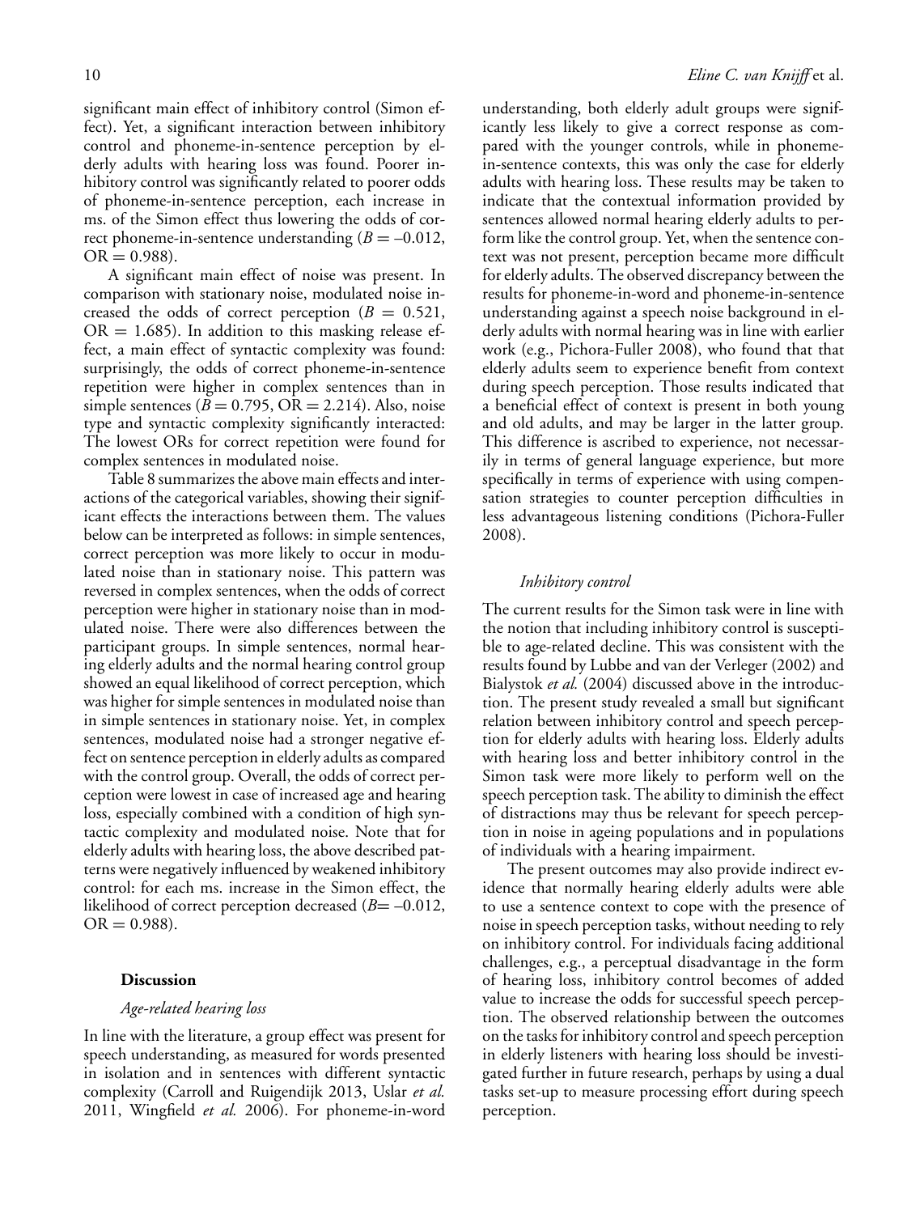significant main effect of inhibitory control (Simon effect). Yet, a significant interaction between inhibitory control and phoneme-in-sentence perception by elderly adults with hearing loss was found. Poorer inhibitory control was significantly related to poorer odds of phoneme-in-sentence perception, each increase in ms. of the Simon effect thus lowering the odds of correct phoneme-in-sentence understanding ($B = -0.012$, $OR = 0.988$).

A significant main effect of noise was present. In comparison with stationary noise, modulated noise increased the odds of correct perception ($B = 0.521$, $OR = 1.685$). In addition to this masking release effect, a main effect of syntactic complexity was found: surprisingly, the odds of correct phoneme-in-sentence repetition were higher in complex sentences than in simple sentences ($B = 0.795$, $OR = 2.214$). Also, noise type and syntactic complexity significantly interacted: The lowest ORs for correct repetition were found for complex sentences in modulated noise.

Table 8 summarizes the above main effects and interactions of the categorical variables, showing their significant effects the interactions between them. The values below can be interpreted as follows: in simple sentences, correct perception was more likely to occur in modulated noise than in stationary noise. This pattern was reversed in complex sentences, when the odds of correct perception were higher in stationary noise than in modulated noise. There were also differences between the participant groups. In simple sentences, normal hearing elderly adults and the normal hearing control group showed an equal likelihood of correct perception, which was higher for simple sentences in modulated noise than in simple sentences in stationary noise. Yet, in complex sentences, modulated noise had a stronger negative effect on sentence perception in elderly adults as compared with the control group. Overall, the odds of correct perception were lowest in case of increased age and hearing loss, especially combined with a condition of high syntactic complexity and modulated noise. Note that for elderly adults with hearing loss, the above described patterns were negatively influenced by weakened inhibitory control: for each ms. increase in the Simon effect, the likelihood of correct perception decreased ($B = -0.012$, $OR = 0.988$).

## Discussion

### *Age-related hearing loss*

In line with the literature, a group effect was present for speech understanding, as measured for words presented in isolation and in sentences with different syntactic complexity (Carroll and Ruigendijk 2013, Uslar *et al.* 2011, Wingfield *et al.* 2006). For phoneme-in-word understanding, both elderly adult groups were significantly less likely to give a correct response as compared with the younger controls, while in phoneme-in-sentence contexts, this was only the case for elderly adults with hearing loss. These results may be taken to indicate that the contextual information provided by sentences allowed normal hearing elderly adults to perform like the control group. Yet, when the sentence context was not present, perception became more difficult for elderly adults. The observed discrepancy between the results for phoneme-in-word and phoneme-in-sentence understanding against a speech noise background in elderly adults with normal hearing was in line with earlier work (e.g., Pichora-Fuller 2008), who found that that elderly adults seem to experience benefit from context during speech perception. Those results indicated that a beneficial effect of context is present in both young and old adults, and may be larger in the latter group. This difference is ascribed to experience, not necessarily in terms of general language experience, but more specifically in terms of experience with using compensation strategies to counter perception difficulties in less advantageous listening conditions (Pichora-Fuller 2008).

### *Inhibitory control*

The current results for the Simon task were in line with the notion that including inhibitory control is susceptible to age-related decline. This was consistent with the results found by Lubbe and van der Verleger (2002) and Bialystok *et al.* (2004) discussed above in the introduction. The present study revealed a small but significant relation between inhibitory control and speech perception for elderly adults with hearing loss. Elderly adults with hearing loss and better inhibitory control in the Simon task were more likely to perform well on the speech perception task. The ability to diminish the effect of distractions may thus be relevant for speech perception in noise in ageing populations and in populations of individuals with a hearing impairment.

The present outcomes may also provide indirect evidence that normally hearing elderly adults were able to use a sentence context to cope with the presence of noise in speech perception tasks, without needing to rely on inhibitory control. For individuals facing additional challenges, e.g., a perceptual disadvantage in the form of hearing loss, inhibitory control becomes of added value to increase the odds for successful speech perception. The observed relationship between the outcomes on the tasks for inhibitory control and speech perception in elderly listeners with hearing loss should be investigated further in future research, perhaps by using a dual tasks set-up to measure processing effort during speech perception.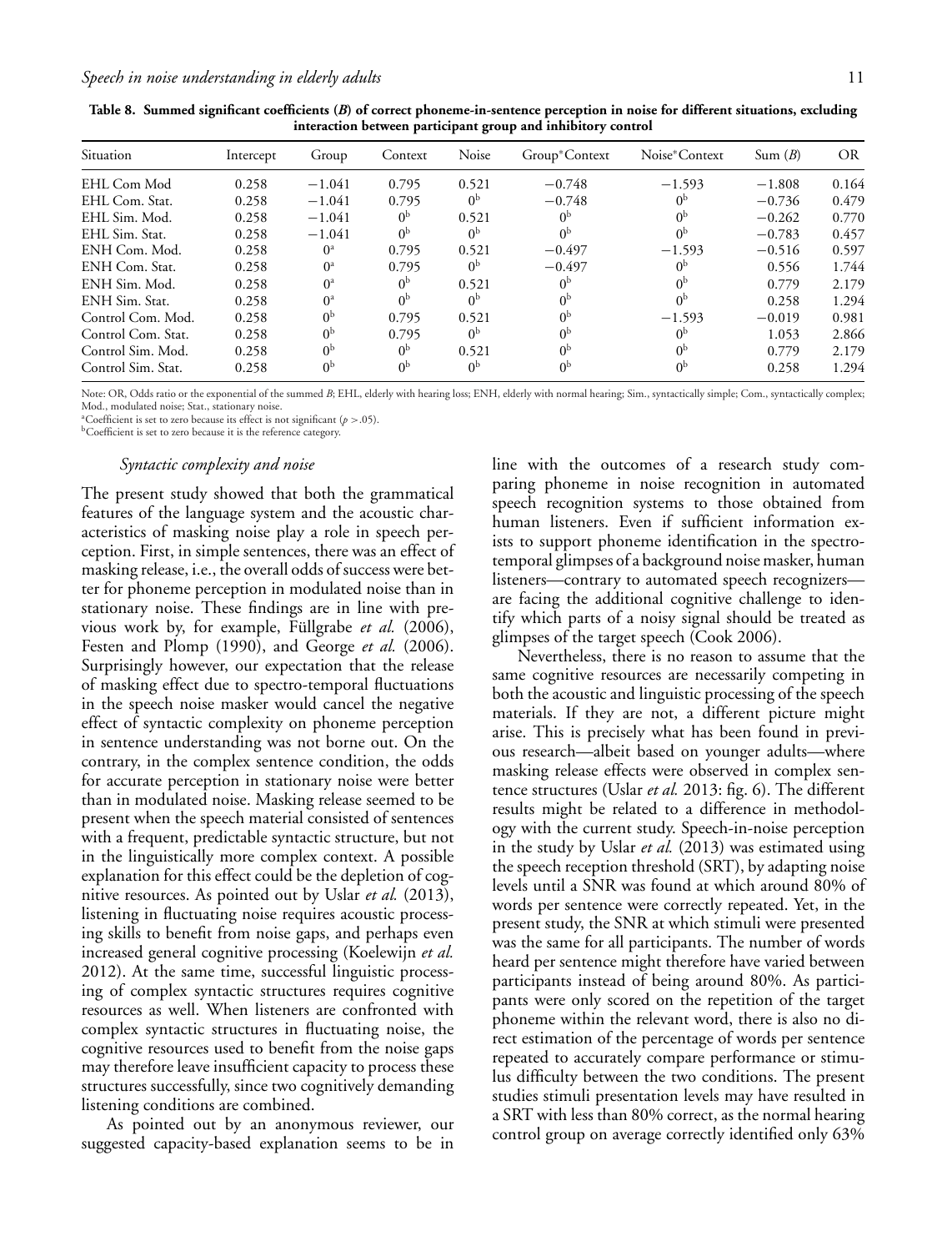**Table 8. Summed significant coefficients (*B*) of correct phoneme-in-sentence perception in noise for different situations, excluding interaction between participant group and inhibitory control**

| Situation | Intercept | Group | Context | Noise | Group*Context | Noise*Context | Sum (*B*) | OR |
|---|---|---|---|---|---|---|---|---|
| EHL Com Mod | 0.258 | −1.041 | 0.795 | 0.521 | −0.748 | −1.593 | −1.808 | 0.164 |
| EHL Com. Stat. | 0.258 | −1.041 | 0.795 | 0[b] | −0.748 | 0[b] | −0.736 | 0.479 |
| EHL Sim. Mod. | 0.258 | −1.041 | 0[b] | 0.521 | 0[b] | 0[b] | −0.262 | 0.770 |
| EHL Sim. Stat. | 0.258 | −1.041 | 0[b] | 0[b] | 0[b] | 0[b] | −0.783 | 0.457 |
| ENH Com. Mod. | 0.258 | 0[a] | 0.795 | 0.521 | −0.497 | −1.593 | −0.516 | 0.597 |
| ENH Com. Stat. | 0.258 | 0[a] | 0.795 | 0[b] | −0.497 | 0[b] | 0.556 | 1.744 |
| ENH Sim. Mod. | 0.258 | 0[a] | 0[b] | 0.521 | 0[b] | 0[b] | 0.779 | 2.179 |
| ENH Sim. Stat. | 0.258 | 0[a] | 0[b] | 0[b] | 0[b] | 0[b] | 0.258 | 1.294 |
| Control Com. Mod. | 0.258 | 0[b] | 0.795 | 0.521 | 0[b] | −1.593 | −0.019 | 0.981 |
| Control Com. Stat. | 0.258 | 0[b] | 0.795 | 0[b] | 0[b] | 0[b] | 1.053 | 2.866 |
| Control Sim. Mod. | 0.258 | 0[b] | 0[b] | 0.521 | 0[b] | 0[b] | 0.779 | 2.179 |
| Control Sim. Stat. | 0.258 | 0[b] | 0[b] | 0[b] | 0[b] | 0[b] | 0.258 | 1.294 |

Note: OR, Odds ratio or the exponential of the summed *B*; EHL, elderly with hearing loss; ENH, elderly with normal hearing; Sim., syntactically simple; Com., syntactically complex; Mod., modulated noise; Stat., stationary noise.
[a]Coefficient is set to zero because its effect is not significant ($p > .05$).
[b]Coefficient is set to zero because it is the reference category.

### *Syntactic complexity and noise*

The present study showed that both the grammatical features of the language system and the acoustic characteristics of masking noise play a role in speech perception. First, in simple sentences, there was an effect of masking release, i.e., the overall odds of success were better for phoneme perception in modulated noise than in stationary noise. These findings are in line with previous work by, for example, Füllgrabe *et al.* (2006), Festen and Plomp (1990), and George *et al.* (2006). Surprisingly however, our expectation that the release of masking effect due to spectro-temporal fluctuations in the speech noise masker would cancel the negative effect of syntactic complexity on phoneme perception in sentence understanding was not borne out. On the contrary, in the complex sentence condition, the odds for accurate perception in stationary noise were better than in modulated noise. Masking release seemed to be present when the speech material consisted of sentences with a frequent, predictable syntactic structure, but not in the linguistically more complex context. A possible explanation for this effect could be the depletion of cognitive resources. As pointed out by Uslar *et al.* (2013), listening in fluctuating noise requires acoustic processing skills to benefit from noise gaps, and perhaps even increased general cognitive processing (Koelewijn *et al.* 2012). At the same time, successful linguistic processing of complex syntactic structures requires cognitive resources as well. When listeners are confronted with complex syntactic structures in fluctuating noise, the cognitive resources used to benefit from the noise gaps may therefore leave insufficient capacity to process these structures successfully, since two cognitively demanding listening conditions are combined.

As pointed out by an anonymous reviewer, our suggested capacity-based explanation seems to be in line with the outcomes of a research study comparing phoneme in noise recognition in automated speech recognition systems to those obtained from human listeners. Even if sufficient information exists to support phoneme identification in the spectro-temporal glimpses of a background noise masker, human listeners—contrary to automated speech recognizers—are facing the additional cognitive challenge to identify which parts of a noisy signal should be treated as glimpses of the target speech (Cook 2006).

Nevertheless, there is no reason to assume that the same cognitive resources are necessarily competing in both the acoustic and linguistic processing of the speech materials. If they are not, a different picture might arise. This is precisely what has been found in previous research—albeit based on younger adults—where masking release effects were observed in complex sentence structures (Uslar *et al.* 2013: fig. 6). The different results might be related to a difference in methodology with the current study. Speech-in-noise perception in the study by Uslar *et al.* (2013) was estimated using the speech reception threshold (SRT), by adapting noise levels until a SNR was found at which around 80% of words per sentence were correctly repeated. Yet, in the present study, the SNR at which stimuli were presented was the same for all participants. The number of words heard per sentence might therefore have varied between participants instead of being around 80%. As participants were only scored on the repetition of the target phoneme within the relevant word, there is also no direct estimation of the percentage of words per sentence repeated to accurately compare performance or stimulus difficulty between the two conditions. The present studies stimuli presentation levels may have resulted in a SRT with less than 80% correct, as the normal hearing control group on average correctly identified only 63%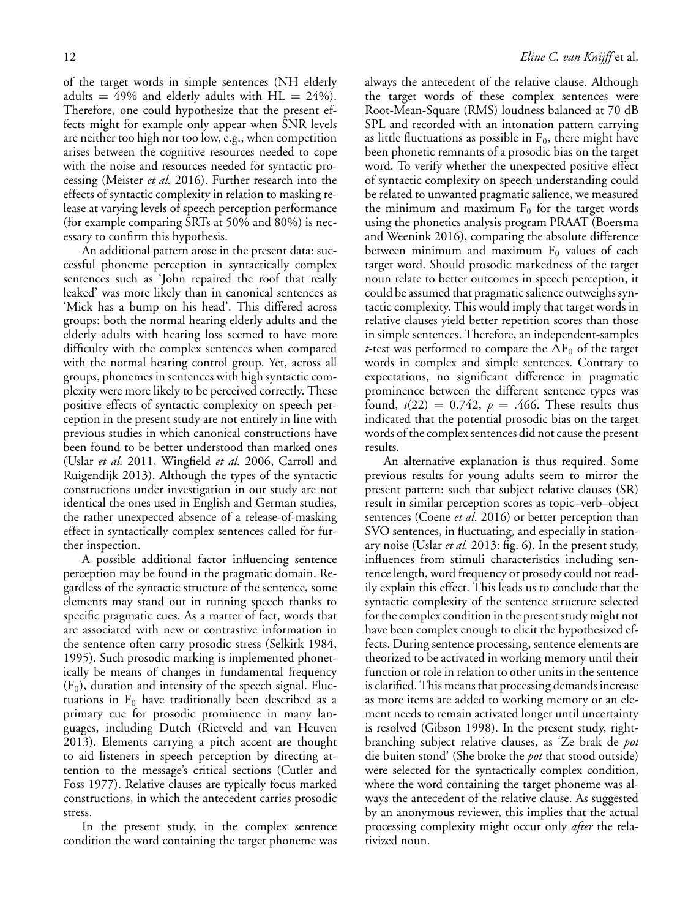of the target words in simple sentences (NH elderly adults = 49% and elderly adults with HL = 24%). Therefore, one could hypothesize that the present effects might for example only appear when SNR levels are neither too high nor too low, e.g., when competition arises between the cognitive resources needed to cope with the noise and resources needed for syntactic processing (Meister *et al.* 2016). Further research into the effects of syntactic complexity in relation to masking release at varying levels of speech perception performance (for example comparing SRTs at 50% and 80%) is necessary to confirm this hypothesis.

An additional pattern arose in the present data: successful phoneme perception in syntactically complex sentences such as 'John repaired the roof that really leaked' was more likely than in canonical sentences as 'Mick has a bump on his head'. This differed across groups: both the normal hearing elderly adults and the elderly adults with hearing loss seemed to have more difficulty with the complex sentences when compared with the normal hearing control group. Yet, across all groups, phonemes in sentences with high syntactic complexity were more likely to be perceived correctly. These positive effects of syntactic complexity on speech perception in the present study are not entirely in line with previous studies in which canonical constructions have been found to be better understood than marked ones (Uslar *et al.* 2011, Wingfield *et al.* 2006, Carroll and Ruigendijk 2013). Although the types of the syntactic constructions under investigation in our study are not identical the ones used in English and German studies, the rather unexpected absence of a release-of-masking effect in syntactically complex sentences called for further inspection.

A possible additional factor influencing sentence perception may be found in the pragmatic domain. Regardless of the syntactic structure of the sentence, some elements may stand out in running speech thanks to specific pragmatic cues. As a matter of fact, words that are associated with new or contrastive information in the sentence often carry prosodic stress (Selkirk 1984, 1995). Such prosodic marking is implemented phonetically be means of changes in fundamental frequency ($F_0$), duration and intensity of the speech signal. Fluctuations in $F_0$ have traditionally been described as a primary cue for prosodic prominence in many languages, including Dutch (Rietveld and van Heuven 2013). Elements carrying a pitch accent are thought to aid listeners in speech perception by directing attention to the message's critical sections (Cutler and Foss 1977). Relative clauses are typically focus marked constructions, in which the antecedent carries prosodic stress.

In the present study, in the complex sentence condition the word containing the target phoneme was always the antecedent of the relative clause. Although the target words of these complex sentences were Root-Mean-Square (RMS) loudness balanced at 70 dB SPL and recorded with an intonation pattern carrying as little fluctuations as possible in $F_0$, there might have been phonetic remnants of a prosodic bias on the target word. To verify whether the unexpected positive effect of syntactic complexity on speech understanding could be related to unwanted pragmatic salience, we measured the minimum and maximum $F_0$ for the target words using the phonetics analysis program PRAAT (Boersma and Weenink 2016), comparing the absolute difference between minimum and maximum $F_0$ values of each target word. Should prosodic markedness of the target noun relate to better outcomes in speech perception, it could be assumed that pragmatic salience outweighs syntactic complexity. This would imply that target words in relative clauses yield better repetition scores than those in simple sentences. Therefore, an independent-samples $t$-test was performed to compare the $\Delta F_0$ of the target words in complex and simple sentences. Contrary to expectations, no significant difference in pragmatic prominence between the different sentence types was found, $t(22) = 0.742$, $p = .466$. These results thus indicated that the potential prosodic bias on the target words of the complex sentences did not cause the present results.

An alternative explanation is thus required. Some previous results for young adults seem to mirror the present pattern: such that subject relative clauses (SR) result in similar perception scores as topic–verb–object sentences (Coene *et al.* 2016) or better perception than SVO sentences, in fluctuating, and especially in stationary noise (Uslar *et al.* 2013: fig. 6). In the present study, influences from stimuli characteristics including sentence length, word frequency or prosody could not readily explain this effect. This leads us to conclude that the syntactic complexity of the sentence structure selected for the complex condition in the present study might not have been complex enough to elicit the hypothesized effects. During sentence processing, sentence elements are theorized to be activated in working memory until their function or role in relation to other units in the sentence is clarified. This means that processing demands increase as more items are added to working memory or an element needs to remain activated longer until uncertainty is resolved (Gibson 1998). In the present study, right-branching subject relative clauses, as 'Ze brak de *pot* die buiten stond' (She broke the *pot* that stood outside) were selected for the syntactically complex condition, where the word containing the target phoneme was always the antecedent of the relative clause. As suggested by an anonymous reviewer, this implies that the actual processing complexity might occur only *after* the relativized noun.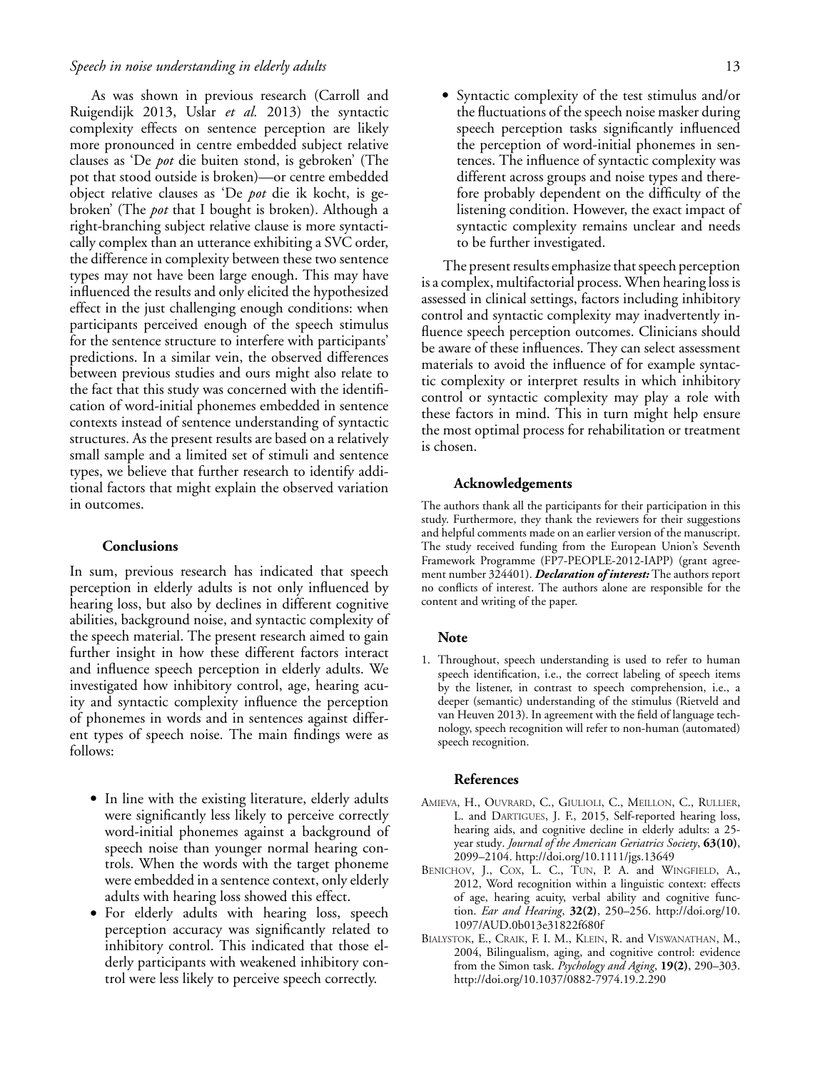As was shown in previous research (Carroll and Ruigendijk 2013, Uslar *et al.* 2013) the syntactic complexity effects on sentence perception are likely more pronounced in centre embedded subject relative clauses as 'De *pot* die buiten stond, is gebroken' (The pot that stood outside is broken)—or centre embedded object relative clauses as 'De *pot* die ik kocht, is gebroken' (The *pot* that I bought is broken). Although a right-branching subject relative clause is more syntactically complex than an utterance exhibiting a SVC order, the difference in complexity between these two sentence types may not have been large enough. This may have influenced the results and only elicited the hypothesized effect in the just challenging enough conditions: when participants perceived enough of the speech stimulus for the sentence structure to interfere with participants' predictions. In a similar vein, the observed differences between previous studies and ours might also relate to the fact that this study was concerned with the identification of word-initial phonemes embedded in sentence contexts instead of sentence understanding of syntactic structures. As the present results are based on a relatively small sample and a limited set of stimuli and sentence types, we believe that further research to identify additional factors that might explain the observed variation in outcomes.

## Conclusions

In sum, previous research has indicated that speech perception in elderly adults is not only influenced by hearing loss, but also by declines in different cognitive abilities, background noise, and syntactic complexity of the speech material. The present research aimed to gain further insight in how these different factors interact and influence speech perception in elderly adults. We investigated how inhibitory control, age, hearing acuity and syntactic complexity influence the perception of phonemes in words and in sentences against different types of speech noise. The main findings were as follows:

- In line with the existing literature, elderly adults were significantly less likely to perceive correctly word-initial phonemes against a background of speech noise than younger normal hearing controls. When the words with the target phoneme were embedded in a sentence context, only elderly adults with hearing loss showed this effect.
- For elderly adults with hearing loss, speech perception accuracy was significantly related to inhibitory control. This indicated that those elderly participants with weakened inhibitory control were less likely to perceive speech correctly.
- Syntactic complexity of the test stimulus and/or the fluctuations of the speech noise masker during speech perception tasks significantly influenced the perception of word-initial phonemes in sentences. The influence of syntactic complexity was different across groups and noise types and therefore probably dependent on the difficulty of the listening condition. However, the exact impact of syntactic complexity remains unclear and needs to be further investigated.

The present results emphasize that speech perception is a complex, multifactorial process. When hearing loss is assessed in clinical settings, factors including inhibitory control and syntactic complexity may inadvertently influence speech perception outcomes. Clinicians should be aware of these influences. They can select assessment materials to avoid the influence of for example syntactic complexity or interpret results in which inhibitory control or syntactic complexity may play a role with these factors in mind. This in turn might help ensure the most optimal process for rehabilitation or treatment is chosen.

## Acknowledgements

The authors thank all the participants for their participation in this study. Furthermore, they thank the reviewers for their suggestions and helpful comments made on an earlier version of the manuscript. The study received funding from the European Union's Seventh Framework Programme (FP7-PEOPLE-2012-IAPP) (grant agreement number 324401). ***Declaration of interest:*** The authors report no conflicts of interest. The authors alone are responsible for the content and writing of the paper.

## Note

1. Throughout, speech understanding is used to refer to human speech identification, i.e., the correct labeling of speech items by the listener, in contrast to speech comprehension, i.e., a deeper (semantic) understanding of the stimulus (Rietveld and van Heuven 2013). In agreement with the field of language technology, speech recognition will refer to non-human (automated) speech recognition.

## References

Amieva, H., Ouvrard, C., Giulioli, C., Meillon, C., Rullier, L. and Dartigues, J. F., 2015, Self-reported hearing loss, hearing aids, and cognitive decline in elderly adults: a 25-year study. *Journal of the American Geriatrics Society*, **63(10)**, 2099–2104. http://doi.org/10.1111/jgs.13649

Benichov, J., Cox, L. C., Tun, P. A. and Wingfield, A., 2012, Word recognition within a linguistic context: effects of age, hearing acuity, verbal ability and cognitive function. *Ear and Hearing*, **32(2)**, 250–256. http://doi.org/10.1097/AUD.0b013e31822f680f

Bialystok, E., Craik, F. I. M., Klein, R. and Viswanathan, M., 2004, Bilingualism, aging, and cognitive control: evidence from the Simon task. *Psychology and Aging*, **19(2)**, 290–303. http://doi.org/10.1037/0882-7974.19.2.290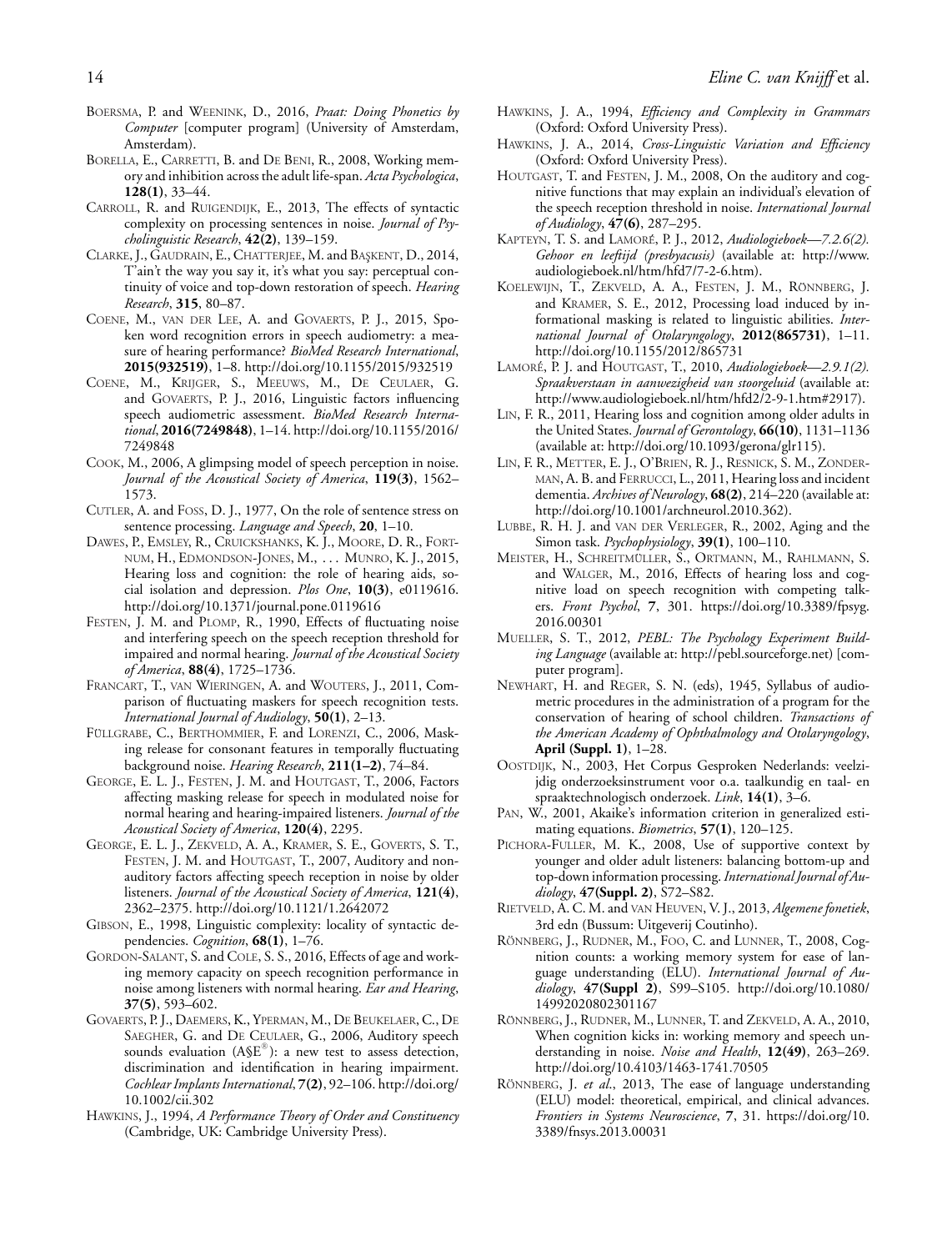Boersma, P. and Weenink, D., 2016, *Praat: Doing Phonetics by Computer* [computer program] (University of Amsterdam, Amsterdam).

Borella, E., Carretti, B. and De Beni, R., 2008, Working memory and inhibition across the adult life-span. *Acta Psychologica*, **128(1)**, 33–44.

Carroll, R. and Ruigendijk, E., 2013, The effects of syntactic complexity on processing sentences in noise. *Journal of Psycholinguistic Research*, **42(2)**, 139–159.

Clarke, J., Gaudrain, E., Chatterjee, M. and Başkent, D., 2014, T'ain't the way you say it, it's what you say: perceptual continuity of voice and top-down restoration of speech. *Hearing Research*, **315**, 80–87.

Coene, M., van der Lee, A. and Govaerts, P. J., 2015, Spoken word recognition errors in speech audiometry: a measure of hearing performance? *BioMed Research International*, **2015(932519)**, 1–8. http://doi.org/10.1155/2015/932519

Coene, M., Krijger, S., Meeuws, M., De Ceulaer, G. and Govaerts, P. J., 2016, Linguistic factors influencing speech audiometric assessment. *BioMed Research International*, **2016(7249848)**, 1–14. http://doi.org/10.1155/2016/7249848

Cook, M., 2006, A glimpsing model of speech perception in noise. *Journal of the Acoustical Society of America*, **119(3)**, 1562–1573.

Cutler, A. and Foss, D. J., 1977, On the role of sentence stress on sentence processing. *Language and Speech*, **20**, 1–10.

Dawes, P., Emsley, R., Cruickshanks, K. J., Moore, D. R., Fortnum, H., Edmondson-Jones, M., . . . Munro, K. J., 2015, Hearing loss and cognition: the role of hearing aids, social isolation and depression. *Plos One*, **10(3)**, e0119616. http://doi.org/10.1371/journal.pone.0119616

Festen, J. M. and Plomp, R., 1990, Effects of fluctuating noise and interfering speech on the speech reception threshold for impaired and normal hearing. *Journal of the Acoustical Society of America*, **88(4)**, 1725–1736.

Francart, T., van Wieringen, A. and Wouters, J., 2011, Comparison of fluctuating maskers for speech recognition tests. *International Journal of Audiology*, **50(1)**, 2–13.

Füllgrabe, C., Berthommier, F. and Lorenzi, C., 2006, Masking release for consonant features in temporally fluctuating background noise. *Hearing Research*, **211(1–2)**, 74–84.

George, E. L. J., Festen, J. M. and Houtgast, T., 2006, Factors affecting masking release for speech in modulated noise for normal hearing and hearing-impaired listeners. *Journal of the Acoustical Society of America*, **120(4)**, 2295.

George, E. L. J., Zekveld, A. A., Kramer, S. E., Goverts, S. T., Festen, J. M. and Houtgast, T., 2007, Auditory and non-auditory factors affecting speech reception in noise by older listeners. *Journal of the Acoustical Society of America*, **121(4)**, 2362–2375. http://doi.org/10.1121/1.2642072

Gibson, E., 1998, Linguistic complexity: locality of syntactic dependencies. *Cognition*, **68(1)**, 1–76.

Gordon-Salant, S. and Cole, S. S., 2016, Effects of age and working memory capacity on speech recognition performance in noise among listeners with normal hearing. *Ear and Hearing*, **37(5)**, 593–602.

Govaerts, P. J., Daemers, K., Yperman, M., De Beukelaer, C., De Saegher, G. and De Ceulaer, G., 2006, Auditory speech sounds evaluation (A§E®): a new test to assess detection, discrimination and identification in hearing impairment. *Cochlear Implants International*, **7(2)**, 92–106. http://doi.org/10.1002/cii.302

Hawkins, J., 1994, *A Performance Theory of Order and Constituency* (Cambridge, UK: Cambridge University Press).

Hawkins, J. A., 1994, *Efficiency and Complexity in Grammars* (Oxford: Oxford University Press).

Hawkins, J. A., 2014, *Cross-Linguistic Variation and Efficiency* (Oxford: Oxford University Press).

Houtgast, T. and Festen, J. M., 2008, On the auditory and cognitive functions that may explain an individual's elevation of the speech reception threshold in noise. *International Journal of Audiology*, **47(6)**, 287–295.

Kapteyn, T. S. and Lamoré, P. J., 2012, *Audiologieboek—7.2.6(2). Gehoor en leeftijd (presbyacusis)* (available at: http://www.audiologieboek.nl/htm/hfd7/7-2-6.htm).

Koelewijn, T., Zekveld, A. A., Festen, J. M., Rönnberg, J. and Kramer, S. E., 2012, Processing load induced by informational masking is related to linguistic abilities. *International Journal of Otolaryngology*, **2012(865731)**, 1–11. http://doi.org/10.1155/2012/865731

Lamoré, P. J. and Houtgast, T., 2010, *Audiologieboek—2.9.1(2). Spraakverstaan in aanwezigheid van stoorgeluid* (available at: http://www.audiologieboek.nl/htm/hfd2/2-9-1.htm#2917).

Lin, F. R., 2011, Hearing loss and cognition among older adults in the United States. *Journal of Gerontology*, **66(10)**, 1131–1136 (available at: http://doi.org/10.1093/gerona/glr115).

Lin, F. R., Metter, E. J., O'Brien, R. J., Resnick, S. M., Zonderman, A. B. and Ferrucci, L., 2011, Hearing loss and incident dementia. *Archives of Neurology*, **68(2)**, 214–220 (available at: http://doi.org/10.1001/archneurol.2010.362).

Lubbe, R. H. J. and van der Verleger, R., 2002, Aging and the Simon task. *Psychophysiology*, **39(1)**, 100–110.

Meister, H., Schreitmüller, S., Ortmann, M., Rahlmann, S. and Walger, M., 2016, Effects of hearing loss and cognitive load on speech recognition with competing talkers. *Front Psychol*, **7**, 301. https://doi.org/10.3389/fpsyg.2016.00301

Mueller, S. T., 2012, *PEBL: The Psychology Experiment Building Language* (available at: http://pebl.sourceforge.net) [computer program].

Newhart, H. and Reger, S. N. (eds), 1945, Syllabus of audiometric procedures in the administration of a program for the conservation of hearing of school children. *Transactions of the American Academy of Ophthalmology and Otolaryngology*, **April (Suppl. 1)**, 1–28.

Oostdijk, N., 2003, Het Corpus Gesproken Nederlands: veelzijdig onderzoeksinstrument voor o.a. taalkundig en taal- en spraaktechnologisch onderzoek. *Link*, **14(1)**, 3–6.

Pan, W., 2001, Akaike's information criterion in generalized estimating equations. *Biometrics*, **57(1)**, 120–125.

Pichora-Fuller, M. K., 2008, Use of supportive context by younger and older adult listeners: balancing bottom-up and top-down information processing. *International Journal of Audiology*, **47(Suppl. 2)**, S72–S82.

Rietveld, A. C. M. and van Heuven, V. J., 2013, *Algemene fonetiek*, 3rd edn (Bussum: Uitgeverij Coutinho).

Rönnberg, J., Rudner, M., Foo, C. and Lunner, T., 2008, Cognition counts: a working memory system for ease of language understanding (ELU). *International Journal of Audiology*, **47(Suppl 2)**, S99–S105. http://doi.org/10.1080/14992020802301167

Rönnberg, J., Rudner, M., Lunner, T. and Zekveld, A. A., 2010, When cognition kicks in: working memory and speech understanding in noise. *Noise and Health*, **12(49)**, 263–269. http://doi.org/10.4103/1463-1741.70505

Rönnberg, J. *et al.*, 2013, The ease of language understanding (ELU) model: theoretical, empirical, and clinical advances. *Frontiers in Systems Neuroscience*, **7**, 31. https://doi.org/10.3389/fnsys.2013.00031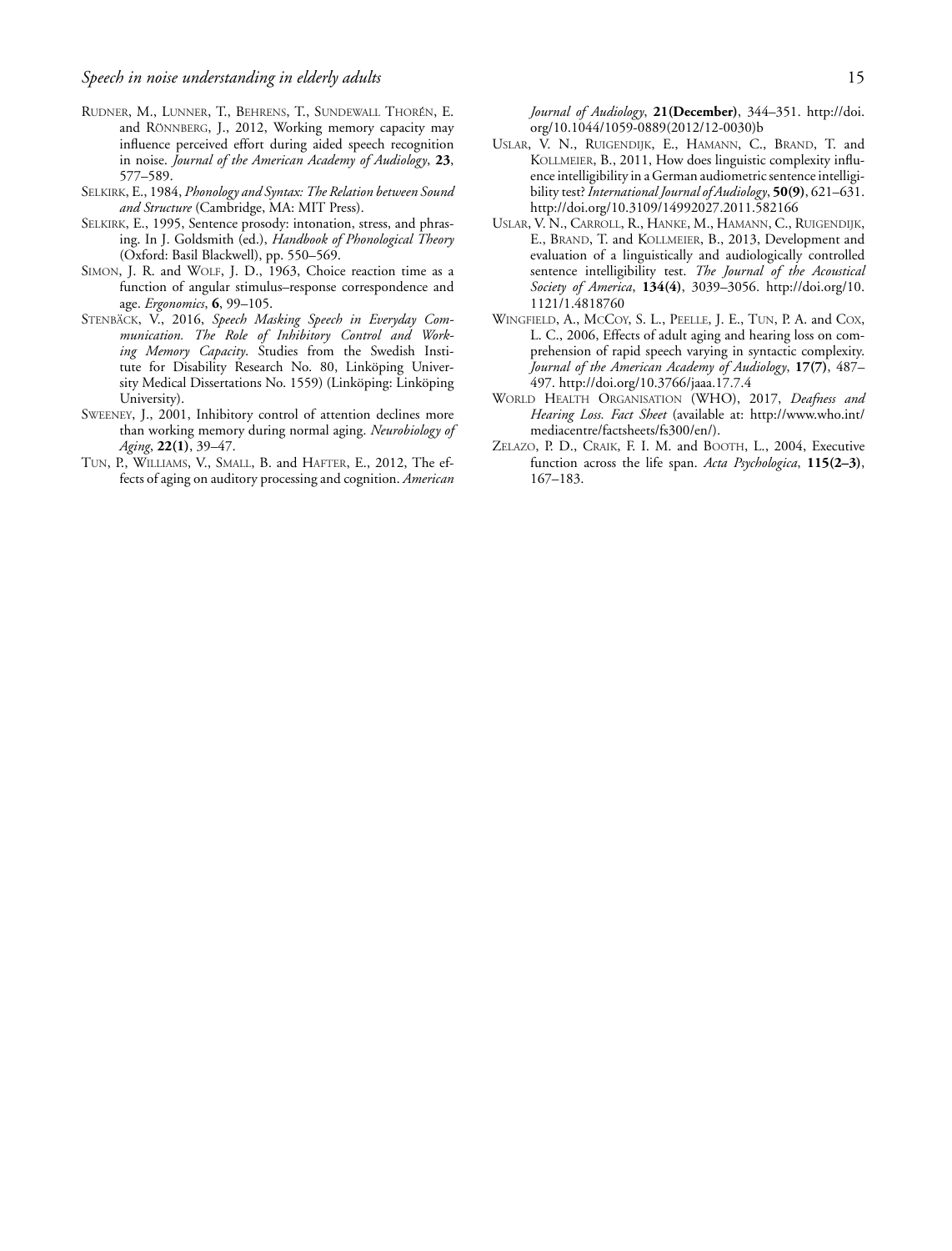Rudner, M., Lunner, T., Behrens, T., Sundewall Thorén, E. and Rönnberg, J., 2012, Working memory capacity may influence perceived effort during aided speech recognition in noise. *Journal of the American Academy of Audiology*, **23**, 577–589.

Selkirk, E., 1984, *Phonology and Syntax: The Relation between Sound and Structure* (Cambridge, MA: MIT Press).

Selkirk, E., 1995, Sentence prosody: intonation, stress, and phrasing. In J. Goldsmith (ed.), *Handbook of Phonological Theory* (Oxford: Basil Blackwell), pp. 550–569.

Simon, J. R. and Wolf, J. D., 1963, Choice reaction time as a function of angular stimulus–response correspondence and age. *Ergonomics*, **6**, 99–105.

Stenbäck, V., 2016, *Speech Masking Speech in Everyday Communication. The Role of Inhibitory Control and Working Memory Capacity*. Studies from the Swedish Institute for Disability Research No. 80, Linköping University Medical Dissertations No. 1559) (Linköping: Linköping University).

Sweeney, J., 2001, Inhibitory control of attention declines more than working memory during normal aging. *Neurobiology of Aging*, **22(1)**, 39–47.

Tun, P., Williams, V., Small, B. and Hafter, E., 2012, The effects of aging on auditory processing and cognition. *American Journal of Audiology*, **21(December)**, 344–351. http://doi.org/10.1044/1059-0889(2012/12-0030)b

Uslar, V. N., Ruigendijk, E., Hamann, C., Brand, T. and Kollmeier, B., 2011, How does linguistic complexity influence intelligibility in a German audiometric sentence intelligibility test? *International Journal of Audiology*, **50(9)**, 621–631. http://doi.org/10.3109/14992027.2011.582166

Uslar, V. N., Carroll, R., Hanke, M., Hamann, C., Ruigendijk, E., Brand, T. and Kollmeier, B., 2013, Development and evaluation of a linguistically and audiologically controlled sentence intelligibility test. *The Journal of the Acoustical Society of America*, **134(4)**, 3039–3056. http://doi.org/10.1121/1.4818760

Wingfield, A., McCoy, S. L., Peelle, J. E., Tun, P. A. and Cox, L. C., 2006, Effects of adult aging and hearing loss on comprehension of rapid speech varying in syntactic complexity. *Journal of the American Academy of Audiology*, **17(7)**, 487–497. http://doi.org/10.3766/jaaa.17.7.4

World Health Organisation (WHO), 2017, *Deafness and Hearing Loss. Fact Sheet* (available at: http://www.who.int/mediacentre/factsheets/fs300/en/).

Zelazo, P. D., Craik, F. I. M. and Booth, L., 2004, Executive function across the life span. *Acta Psychologica*, **115(2–3)**, 167–183.